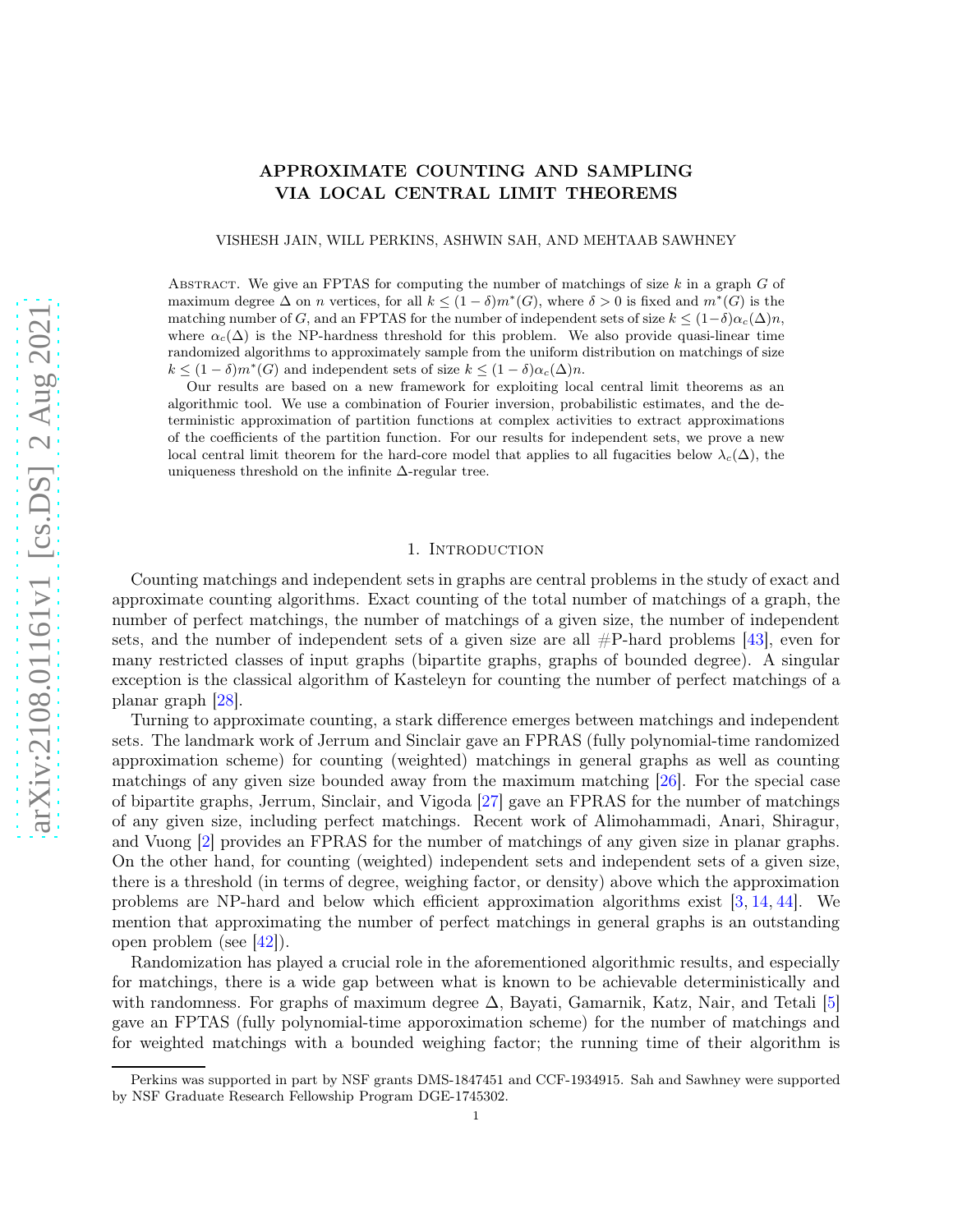# APPROXIMATE COUNTING AND SAMPLING VIA LOCAL CENTRAL LIMIT THEOREMS

VISHESH JAIN, WILL PERKINS, ASHWIN SAH, AND MEHTAAB SAWHNEY

Abstract. We give an FPTAS for computing the number of matchings of size $k$ in a graph $G$ of maximum degree $\Delta$ on $n$ vertices, for all $k \le (1-\delta)m^*(G)$, where $\delta > 0$ is fixed and $m^*(G)$ is the matching number of $G$, and an FPTAS for the number of independent sets of size $k \le (1-\delta)\alpha_c(\Delta)n$, where $\alpha_c(\Delta)$ is the NP-hardness threshold for this problem. We also provide quasi-linear time randomized algorithms to approximately sample from the uniform distribution on matchings of size $k \le (1-\delta)m^*(G)$ and independent sets of size $k \le (1-\delta)\alpha_c(\Delta)n$.

Our results are based on a new framework for exploiting local central limit theorems as an algorithmic tool. We use a combination of Fourier inversion, probabilistic estimates, and the deterministic approximation of partition functions at complex activities to extract approximations of the coefficients of the partition function. For our results for independent sets, we prove a new local central limit theorem for the hard-core model that applies to all fugacities below $\lambda_c(\Delta)$, the uniqueness threshold on the infinite $\Delta$-regular tree.

## 1. Introduction

Counting matchings and independent sets in graphs are central problems in the study of exact and approximate counting algorithms. Exact counting of the total number of matchings of a graph, the number of perfect matchings, the number of matchings of a given size, the number of independent sets, and the number of independent sets of a given size are all #P-hard problems [43], even for many restricted classes of input graphs (bipartite graphs, graphs of bounded degree). A singular exception is the classical algorithm of Kasteleyn for counting the number of perfect matchings of a planar graph [28].

Turning to approximate counting, a stark difference emerges between matchings and independent sets. The landmark work of Jerrum and Sinclair gave an FPRAS (fully polynomial-time randomized approximation scheme) for counting (weighted) matchings in general graphs as well as counting matchings of any given size bounded away from the maximum matching [26]. For the special case of bipartite graphs, Jerrum, Sinclair, and Vigoda [27] gave an FPRAS for the number of matchings of any given size, including perfect matchings. Recent work of Alimohammadi, Anari, Shiragur, and Vuong [2] provides an FPRAS for the number of matchings of any given size in planar graphs. On the other hand, for counting (weighted) independent sets and independent sets of a given size, there is a threshold (in terms of degree, weighing factor, or density) above which the approximation problems are NP-hard and below which efficient approximation algorithms exist [3, 14, 44]. We mention that approximating the number of perfect matchings in general graphs is an outstanding open problem (see [42]).

Randomization has played a crucial role in the aforementioned algorithmic results, and especially for matchings, there is a wide gap between what is known to be achievable deterministically and with randomness. For graphs of maximum degree $\Delta$, Bayati, Gamarnik, Katz, Nair, and Tetali [5] gave an FPTAS (fully polynomial-time apporoximation scheme) for the number of matchings and for weighted matchings with a bounded weighing factor; the running time of their algorithm is

Perkins was supported in part by NSF grants DMS-1847451 and CCF-1934915. Sah and Sawhney were supported by NSF Graduate Research Fellowship Program DGE-1745302.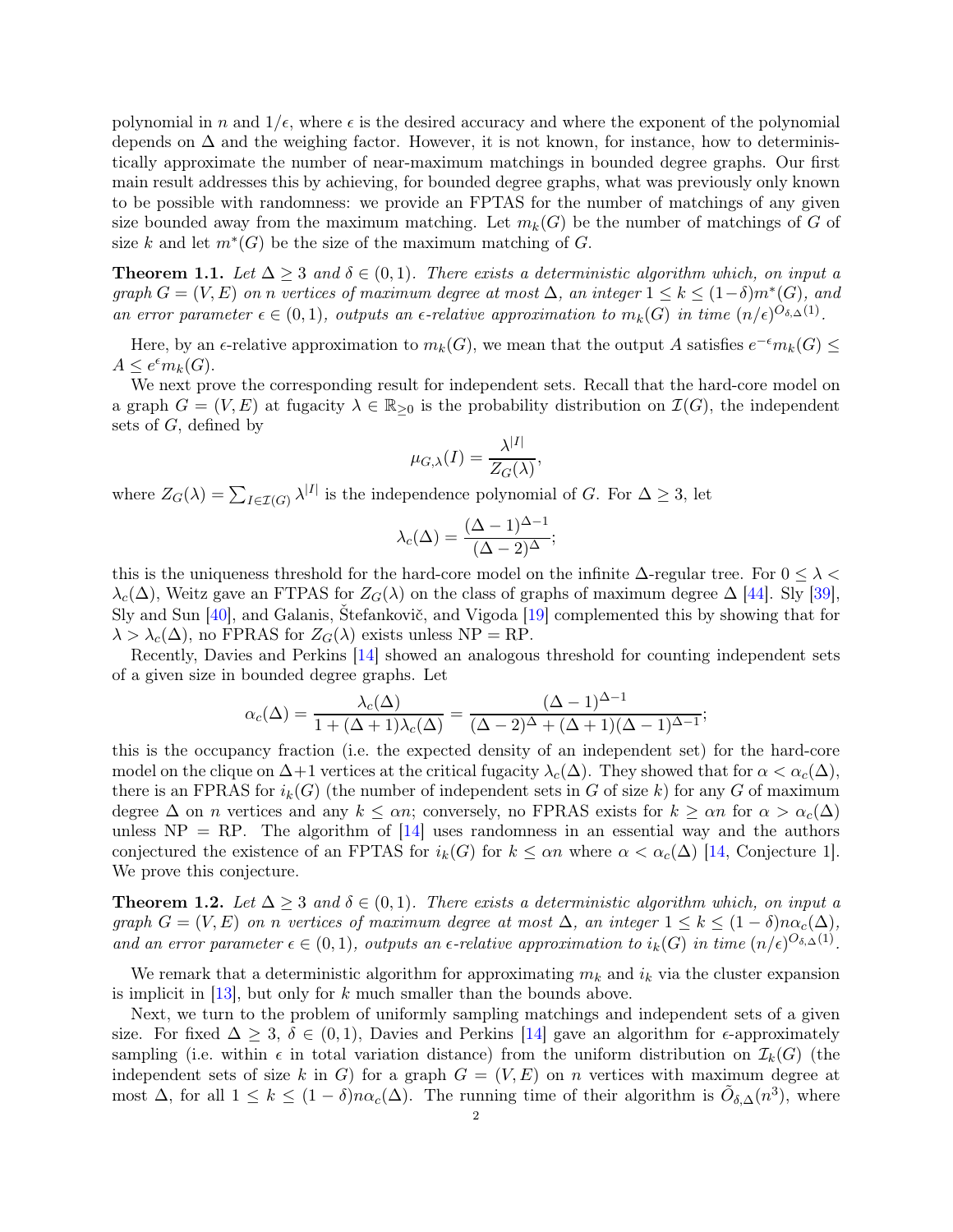polynomial in $n$ and $1/\epsilon$, where $\epsilon$ is the desired accuracy and where the exponent of the polynomial depends on $\Delta$ and the weighing factor. However, it is not known, for instance, how to deterministically approximate the number of near-maximum matchings in bounded degree graphs. Our first main result addresses this by achieving, for bounded degree graphs, what was previously only known to be possible with randomness: we provide an FPTAS for the number of matchings of any given size bounded away from the maximum matching. Let $m_k(G)$ be the number of matchings of $G$ of size $k$ and let $m^*(G)$ be the size of the maximum matching of $G$.

**Theorem 1.1.** *Let $\Delta \geq 3$ and $\delta \in (0,1)$. There exists a deterministic algorithm which, on input a graph $G = (V, E)$ on $n$ vertices of maximum degree at most $\Delta$, an integer $1 \leq k \leq (1-\delta)m^*(G)$, and an error parameter $\epsilon \in (0,1)$, outputs an $\epsilon$-relative approximation to $m_k(G)$ in time $(n/\epsilon)^{O_{\delta,\Delta}(1)}$.*

Here, by an $\epsilon$-relative approximation to $m_k(G)$, we mean that the output $A$ satisfies $e^{-\epsilon} m_k(G) \leq A \leq e^{\epsilon} m_k(G)$.

We next prove the corresponding result for independent sets. Recall that the hard-core model on a graph $G = (V, E)$ at fugacity $\lambda \in \mathbb{R}_{\geq 0}$ is the probability distribution on $\mathcal{I}(G)$, the independent sets of $G$, defined by

$$\mu_{G,\lambda}(I) = \frac{\lambda^{|I|}}{Z_G(\lambda)},$$

where $Z_G(\lambda) = \sum_{I \in \mathcal{I}(G)} \lambda^{|I|}$ is the independence polynomial of $G$. For $\Delta \geq 3$, let

$$\lambda_c(\Delta) = \frac{(\Delta-1)^{\Delta-1}}{(\Delta-2)^{\Delta}};$$

this is the uniqueness threshold for the hard-core model on the infinite $\Delta$-regular tree. For $0 \leq \lambda < \lambda_c(\Delta)$, Weitz gave an FTPAS for $Z_G(\lambda)$ on the class of graphs of maximum degree $\Delta$ [44]. Sly [39], Sly and Sun [40], and Galanis, Štefankovič, and Vigoda [19] complemented this by showing that for $\lambda > \lambda_c(\Delta)$, no FPRAS for $Z_G(\lambda)$ exists unless NP = RP.

Recently, Davies and Perkins [14] showed an analogous threshold for counting independent sets of a given size in bounded degree graphs. Let

$$\alpha_c(\Delta) = \frac{\lambda_c(\Delta)}{1 + (\Delta+1)\lambda_c(\Delta)} = \frac{(\Delta-1)^{\Delta-1}}{(\Delta-2)^{\Delta} + (\Delta+1)(\Delta-1)^{\Delta-1}};$$

this is the occupancy fraction (i.e. the expected density of an independent set) for the hard-core model on the clique on $\Delta+1$ vertices at the critical fugacity $\lambda_c(\Delta)$. They showed that for $\alpha < \alpha_c(\Delta)$, there is an FPRAS for $i_k(G)$ (the number of independent sets in $G$ of size $k$) for any $G$ of maximum degree $\Delta$ on $n$ vertices and any $k \leq \alpha n$; conversely, no FPRAS exists for $k \geq \alpha n$ for $\alpha > \alpha_c(\Delta)$ unless NP = RP. The algorithm of [14] uses randomness in an essential way and the authors conjectured the existence of an FPTAS for $i_k(G)$ for $k \leq \alpha n$ where $\alpha < \alpha_c(\Delta)$ [14, Conjecture 1]. We prove this conjecture.

**Theorem 1.2.** *Let $\Delta \geq 3$ and $\delta \in (0,1)$. There exists a deterministic algorithm which, on input a graph $G = (V, E)$ on $n$ vertices of maximum degree at most $\Delta$, an integer $1 \leq k \leq (1-\delta)n\alpha_c(\Delta)$, and an error parameter $\epsilon \in (0,1)$, outputs an $\epsilon$-relative approximation to $i_k(G)$ in time $(n/\epsilon)^{O_{\delta,\Delta}(1)}$.*

We remark that a deterministic algorithm for approximating $m_k$ and $i_k$ via the cluster expansion is implicit in [13], but only for $k$ much smaller than the bounds above.

Next, we turn to the problem of uniformly sampling matchings and independent sets of a given size. For fixed $\Delta \geq 3$, $\delta \in (0,1)$, Davies and Perkins [14] gave an algorithm for $\epsilon$-approximately sampling (i.e. within $\epsilon$ in total variation distance) from the uniform distribution on $\mathcal{I}_k(G)$ (the independent sets of size $k$ in $G$) for a graph $G = (V, E)$ on $n$ vertices with maximum degree at most $\Delta$, for all $1 \leq k \leq (1-\delta)n\alpha_c(\Delta)$. The running time of their algorithm is $\tilde{O}_{\delta,\Delta}(n^3)$, where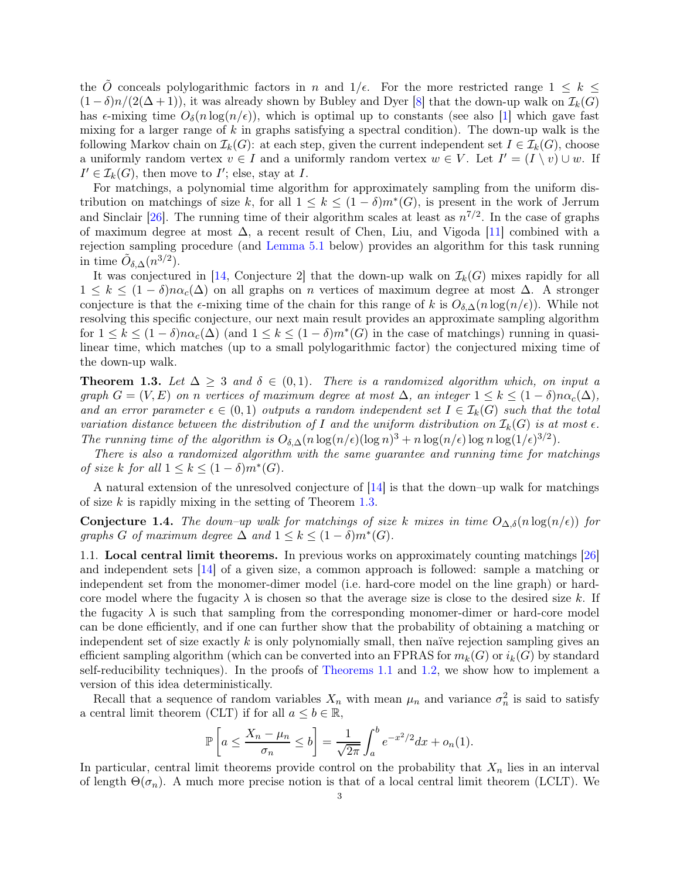the $\tilde{O}$ conceals polylogarithmic factors in $n$ and $1/\epsilon$. For the more restricted range $1 \le k \le (1-\delta)n/(2(\Delta+1))$, it was already shown by Bubley and Dyer [8] that the down-up walk on $\mathcal{I}_k(G)$ has $\epsilon$-mixing time $O_\delta(n\log(n/\epsilon))$, which is optimal up to constants (see also [1] which gave fast mixing for a larger range of $k$ in graphs satisfying a spectral condition). The down-up walk is the following Markov chain on $\mathcal{I}_k(G)$: at each step, given the current independent set $I \in \mathcal{I}_k(G)$, choose a uniformly random vertex $v \in I$ and a uniformly random vertex $w \in V$. Let $I' = (I \setminus v) \cup w$. If $I' \in \mathcal{I}_k(G)$, then move to $I'$; else, stay at $I$.

For matchings, a polynomial time algorithm for approximately sampling from the uniform distribution on matchings of size $k$, for all $1 \le k \le (1-\delta)m^*(G)$, is present in the work of Jerrum and Sinclair [26]. The running time of their algorithm scales at least as $n^{7/2}$. In the case of graphs of maximum degree at most $\Delta$, a recent result of Chen, Liu, and Vigoda [11] combined with a rejection sampling procedure (and Lemma 5.1 below) provides an algorithm for this task running in time $\tilde{O}_{\delta,\Delta}(n^{3/2})$.

It was conjectured in [14, Conjecture 2] that the down-up walk on $\mathcal{I}_k(G)$ mixes rapidly for all $1 \le k \le (1-\delta)n\alpha_c(\Delta)$ on all graphs on $n$ vertices of maximum degree at most $\Delta$. A stronger conjecture is that the $\epsilon$-mixing time of the chain for this range of $k$ is $O_{\delta,\Delta}(n\log(n/\epsilon))$. While not resolving this specific conjecture, our next main result provides an approximate sampling algorithm for $1 \le k \le (1-\delta)n\alpha_c(\Delta)$ (and $1 \le k \le (1-\delta)m^*(G)$ in the case of matchings) running in quasi-linear time, which matches (up to a small polylogarithmic factor) the conjectured mixing time of the down-up walk.

**Theorem 1.3.** *Let $\Delta \ge 3$ and $\delta \in (0,1)$. There is a randomized algorithm which, on input a graph $G = (V,E)$ on $n$ vertices of maximum degree at most $\Delta$, an integer $1 \le k \le (1-\delta)n\alpha_c(\Delta)$, and an error parameter $\epsilon \in (0,1)$ outputs a random independent set $I \in \mathcal{I}_k(G)$ such that the total variation distance between the distribution of $I$ and the uniform distribution on $\mathcal{I}_k(G)$ is at most $\epsilon$. The running time of the algorithm is $O_{\delta,\Delta}(n\log(n/\epsilon)(\log n)^3 + n\log(n/\epsilon)\log n\log(1/\epsilon)^{3/2})$.*

*There is also a randomized algorithm with the same guarantee and running time for matchings of size $k$ for all $1 \le k \le (1-\delta)m^*(G)$.*

A natural extension of the unresolved conjecture of [14] is that the down–up walk for matchings of size $k$ is rapidly mixing in the setting of Theorem 1.3.

**Conjecture 1.4.** *The down–up walk for matchings of size $k$ mixes in time $O_{\Delta,\delta}(n\log(n/\epsilon))$ for graphs $G$ of maximum degree $\Delta$ and $1 \le k \le (1-\delta)m^*(G)$.*

1.1. **Local central limit theorems.** In previous works on approximately counting matchings [26] and independent sets [14] of a given size, a common approach is followed: sample a matching or independent set from the monomer-dimer model (i.e. hard-core model on the line graph) or hard-core model where the fugacity $\lambda$ is chosen so that the average size is close to the desired size $k$. If the fugacity $\lambda$ is such that sampling from the corresponding monomer-dimer or hard-core model can be done efficiently, and if one can further show that the probability of obtaining a matching or independent set of size exactly $k$ is only polynomially small, then naïve rejection sampling gives an efficient sampling algorithm (which can be converted into an FPRAS for $m_k(G)$ or $i_k(G)$ by standard self-reducibility techniques). In the proofs of Theorems 1.1 and 1.2, we show how to implement a version of this idea deterministically.

Recall that a sequence of random variables $X_n$ with mean $\mu_n$ and variance $\sigma_n^2$ is said to satisfy a central limit theorem (CLT) if for all $a \le b \in \mathbb{R}$,

$$\mathbb{P}\left[a \le \frac{X_n - \mu_n}{\sigma_n} \le b\right] = \frac{1}{\sqrt{2\pi}}\int_a^b e^{-x^2/2}dx + o_n(1).$$

In particular, central limit theorems provide control on the probability that $X_n$ lies in an interval of length $\Theta(\sigma_n)$. A much more precise notion is that of a local central limit theorem (LCLT). We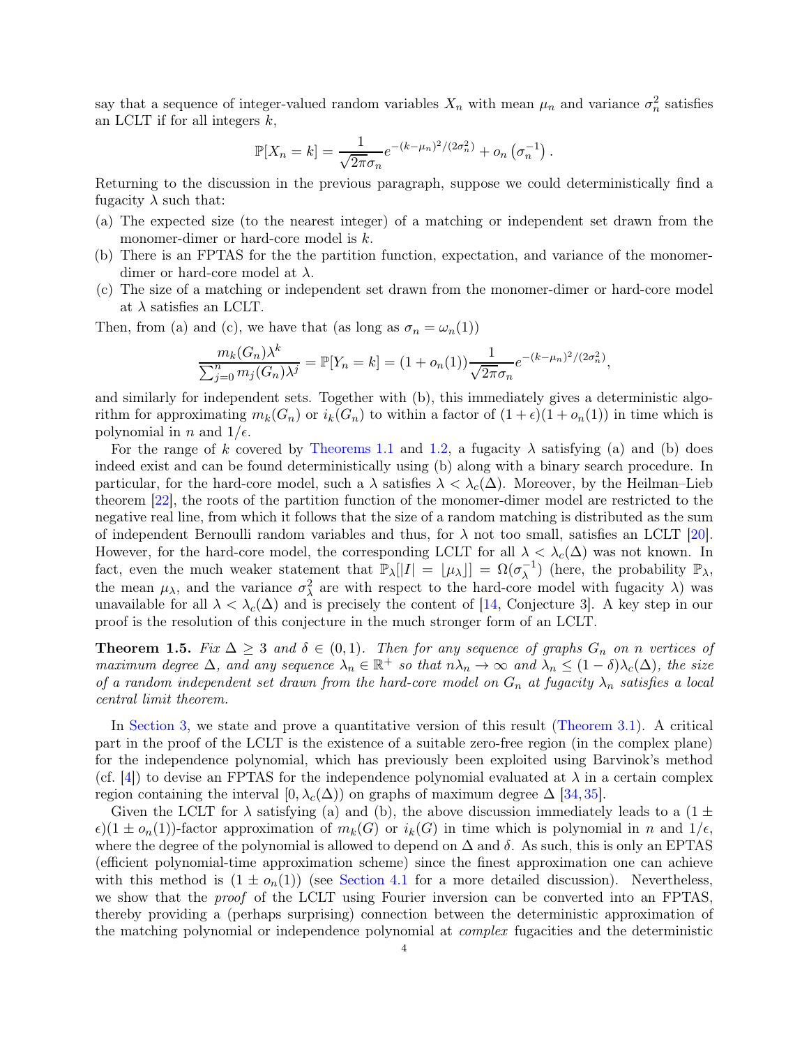say that a sequence of integer-valued random variables $X_n$ with mean $\mu_n$ and variance $\sigma_n^2$ satisfies an LCLT if for all integers $k$,

$$\mathbb{P}[X_n = k] = \frac{1}{\sqrt{2\pi}\sigma_n} e^{-(k-\mu_n)^2/(2\sigma_n^2)} + o_n\left(\sigma_n^{-1}\right).$$

Returning to the discussion in the previous paragraph, suppose we could deterministically find a fugacity $\lambda$ such that:

(a) The expected size (to the nearest integer) of a matching or independent set drawn from the monomer-dimer or hard-core model is $k$.
(b) There is an FPTAS for the the partition function, expectation, and variance of the monomer-dimer or hard-core model at $\lambda$.
(c) The size of a matching or independent set drawn from the monomer-dimer or hard-core model at $\lambda$ satisfies an LCLT.

Then, from (a) and (c), we have that (as long as $\sigma_n = \omega_n(1)$)

$$\frac{m_k(G_n)\lambda^k}{\sum_{j=0}^n m_j(G_n)\lambda^j} = \mathbb{P}[Y_n = k] = (1 + o_n(1))\frac{1}{\sqrt{2\pi}\sigma_n} e^{-(k-\mu_n)^2/(2\sigma_n^2)},$$

and similarly for independent sets. Together with (b), this immediately gives a deterministic algorithm for approximating $m_k(G_n)$ or $i_k(G_n)$ to within a factor of $(1+\epsilon)(1+o_n(1))$ in time which is polynomial in $n$ and $1/\epsilon$.

For the range of $k$ covered by Theorems 1.1 and 1.2, a fugacity $\lambda$ satisfying (a) and (b) does indeed exist and can be found deterministically using (b) along with a binary search procedure. In particular, for the hard-core model, such a $\lambda$ satisfies $\lambda < \lambda_c(\Delta)$. Moreover, by the Heilman–Lieb theorem [22], the roots of the partition function of the monomer-dimer model are restricted to the negative real line, from which it follows that the size of a random matching is distributed as the sum of independent Bernoulli random variables and thus, for $\lambda$ not too small, satisfies an LCLT [20]. However, for the hard-core model, the corresponding LCLT for all $\lambda < \lambda_c(\Delta)$ was not known. In fact, even the much weaker statement that $\mathbb{P}_\lambda[|I| = \lfloor \mu_\lambda \rfloor] = \Omega(\sigma_\lambda^{-1})$ (here, the probability $\mathbb{P}_\lambda$, the mean $\mu_\lambda$, and the variance $\sigma_\lambda^2$ are with respect to the hard-core model with fugacity $\lambda$) was unavailable for all $\lambda < \lambda_c(\Delta)$ and is precisely the content of [14, Conjecture 3]. A key step in our proof is the resolution of this conjecture in the much stronger form of an LCLT.

**Theorem 1.5.** *Fix $\Delta \geq 3$ and $\delta \in (0,1)$. Then for any sequence of graphs $G_n$ on $n$ vertices of maximum degree $\Delta$, and any sequence $\lambda_n \in \mathbb{R}^+$ so that $n\lambda_n \to \infty$ and $\lambda_n \leq (1-\delta)\lambda_c(\Delta)$, the size of a random independent set drawn from the hard-core model on $G_n$ at fugacity $\lambda_n$ satisfies a local central limit theorem.*

In Section 3, we state and prove a quantitative version of this result (Theorem 3.1). A critical part in the proof of the LCLT is the existence of a suitable zero-free region (in the complex plane) for the independence polynomial, which has previously been exploited using Barvinok's method (cf. [4]) to devise an FPTAS for the independence polynomial evaluated at $\lambda$ in a certain complex region containing the interval $[0, \lambda_c(\Delta))$ on graphs of maximum degree $\Delta$ [34, 35].

Given the LCLT for $\lambda$ satisfying (a) and (b), the above discussion immediately leads to a $(1 \pm \epsilon)(1 \pm o_n(1))$-factor approximation of $m_k(G)$ or $i_k(G)$ in time which is polynomial in $n$ and $1/\epsilon$, where the degree of the polynomial is allowed to depend on $\Delta$ and $\delta$. As such, this is only an EPTAS (efficient polynomial-time approximation scheme) since the finest approximation one can achieve with this method is $(1 \pm o_n(1))$ (see Section 4.1 for a more detailed discussion). Nevertheless, we show that the *proof* of the LCLT using Fourier inversion can be converted into an FPTAS, thereby providing a (perhaps surprising) connection between the deterministic approximation of the matching polynomial or independence polynomial at *complex* fugacities and the deterministic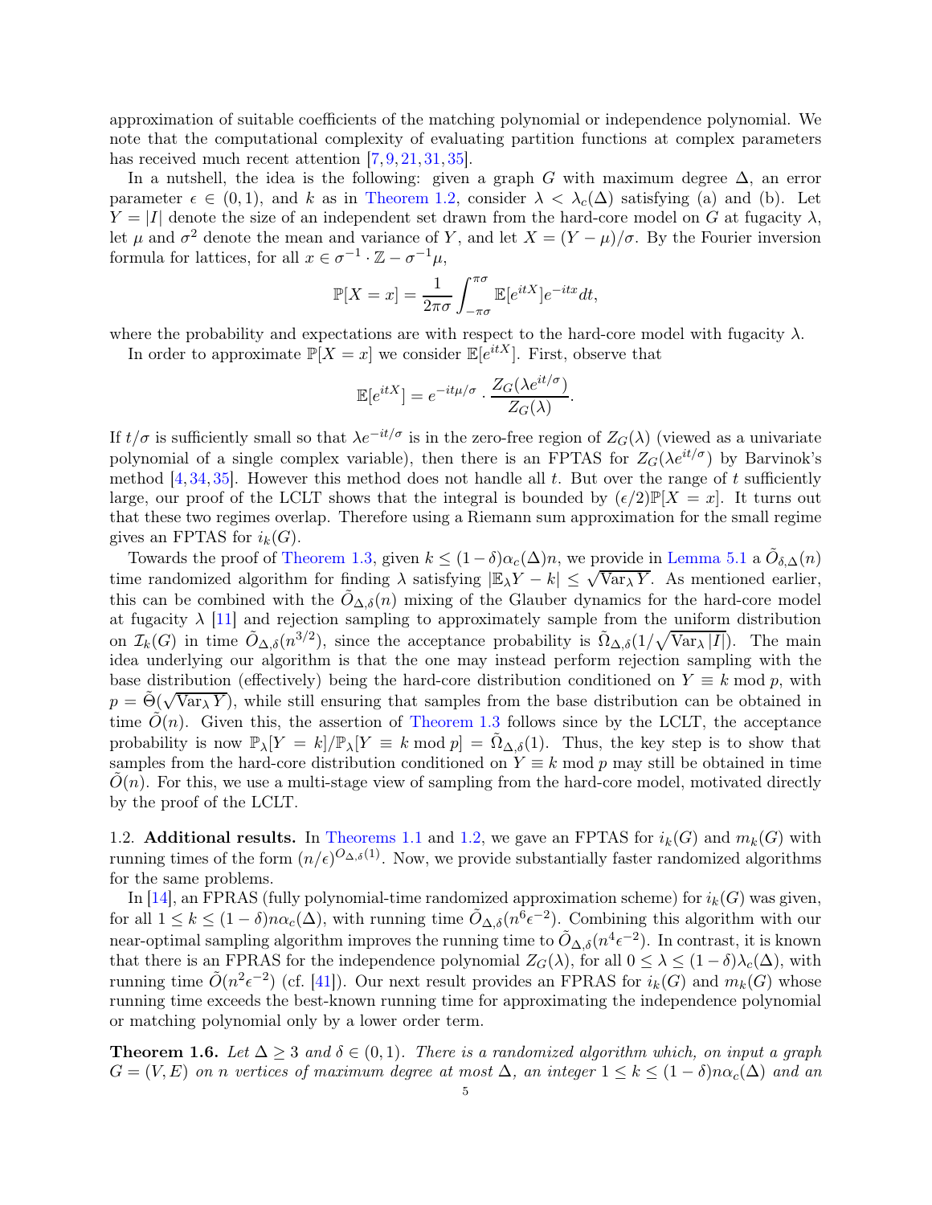approximation of suitable coefficients of the matching polynomial or independence polynomial. We note that the computational complexity of evaluating partition functions at complex parameters has received much recent attention [7,9,21,31,35].

In a nutshell, the idea is the following: given a graph $G$ with maximum degree $\Delta$, an error parameter $\epsilon \in (0,1)$, and $k$ as in Theorem 1.2, consider $\lambda < \lambda_c(\Delta)$ satisfying (a) and (b). Let $Y = |I|$ denote the size of an independent set drawn from the hard-core model on $G$ at fugacity $\lambda$, let $\mu$ and $\sigma^2$ denote the mean and variance of $Y$, and let $X = (Y-\mu)/\sigma$. By the Fourier inversion formula for lattices, for all $x \in \sigma^{-1}\cdot\mathbb{Z} - \sigma^{-1}\mu$,

$$\mathbb{P}[X = x] = \frac{1}{2\pi\sigma}\int_{-\pi\sigma}^{\pi\sigma} \mathbb{E}[e^{itX}]e^{-itx}dt,$$

where the probability and expectations are with respect to the hard-core model with fugacity $\lambda$.

In order to approximate $\mathbb{P}[X = x]$ we consider $\mathbb{E}[e^{itX}]$. First, observe that

$$\mathbb{E}[e^{itX}] = e^{-it\mu/\sigma}\cdot\frac{Z_G(\lambda e^{it/\sigma})}{Z_G(\lambda)}.$$

If $t/\sigma$ is sufficiently small so that $\lambda e^{-it/\sigma}$ is in the zero-free region of $Z_G(\lambda)$ (viewed as a univariate polynomial of a single complex variable), then there is an FPTAS for $Z_G(\lambda e^{it/\sigma})$ by Barvinok's method [4,34,35]. However this method does not handle all $t$. But over the range of $t$ sufficiently large, our proof of the LCLT shows that the integral is bounded by $(\epsilon/2)\mathbb{P}[X = x]$. It turns out that these two regimes overlap. Therefore using a Riemann sum approximation for the small regime gives an FPTAS for $i_k(G)$.

Towards the proof of Theorem 1.3, given $k \leq (1-\delta)\alpha_c(\Delta)n$, we provide in Lemma 5.1 a $\tilde{O}_{\delta,\Delta}(n)$ time randomized algorithm for finding $\lambda$ satisfying $|\mathbb{E}_\lambda Y - k| \leq \sqrt{\mathrm{Var}_\lambda Y}$. As mentioned earlier, this can be combined with the $\tilde{O}_{\Delta,\delta}(n)$ mixing of the Glauber dynamics for the hard-core model at fugacity $\lambda$ [11] and rejection sampling to approximately sample from the uniform distribution on $\mathcal{I}_k(G)$ in time $\tilde{O}_{\Delta,\delta}(n^{3/2})$, since the acceptance probability is $\tilde{\Omega}_{\Delta,\delta}(1/\sqrt{\mathrm{Var}_\lambda |I|})$. The main idea underlying our algorithm is that the one may instead perform rejection sampling with the base distribution (effectively) being the hard-core distribution conditioned on $Y \equiv k \bmod p$, with $p = \tilde{\Theta}(\sqrt{\mathrm{Var}_\lambda Y})$, while still ensuring that samples from the base distribution can be obtained in time $\tilde{O}(n)$. Given this, the assertion of Theorem 1.3 follows since by the LCLT, the acceptance probability is now $\mathbb{P}_\lambda[Y = k]/\mathbb{P}_\lambda[Y \equiv k \bmod p] = \tilde{\Omega}_{\Delta,\delta}(1)$. Thus, the key step is to show that samples from the hard-core distribution conditioned on $Y \equiv k \bmod p$ may still be obtained in time $\tilde{O}(n)$. For this, we use a multi-stage view of sampling from the hard-core model, motivated directly by the proof of the LCLT.

### 1.2. Additional results.

In Theorems 1.1 and 1.2, we gave an FPTAS for $i_k(G)$ and $m_k(G)$ with running times of the form $(n/\epsilon)^{O_{\Delta,\delta}(1)}$. Now, we provide substantially faster randomized algorithms for the same problems.

In [14], an FPRAS (fully polynomial-time randomized approximation scheme) for $i_k(G)$ was given, for all $1 \leq k \leq (1-\delta)n\alpha_c(\Delta)$, with running time $\tilde{O}_{\Delta,\delta}(n^6\epsilon^{-2})$. Combining this algorithm with our near-optimal sampling algorithm improves the running time to $\tilde{O}_{\Delta,\delta}(n^4\epsilon^{-2})$. In contrast, it is known that there is an FPRAS for the independence polynomial $Z_G(\lambda)$, for all $0 \leq \lambda \leq (1-\delta)\lambda_c(\Delta)$, with running time $\tilde{O}(n^2\epsilon^{-2})$ (cf. [41]). Our next result provides an FPRAS for $i_k(G)$ and $m_k(G)$ whose running time exceeds the best-known running time for approximating the independence polynomial or matching polynomial only by a lower order term.

**Theorem 1.6.** *Let $\Delta \geq 3$ and $\delta \in (0,1)$. There is a randomized algorithm which, on input a graph $G = (V,E)$ on $n$ vertices of maximum degree at most $\Delta$, an integer $1 \leq k \leq (1-\delta)n\alpha_c(\Delta)$ and an*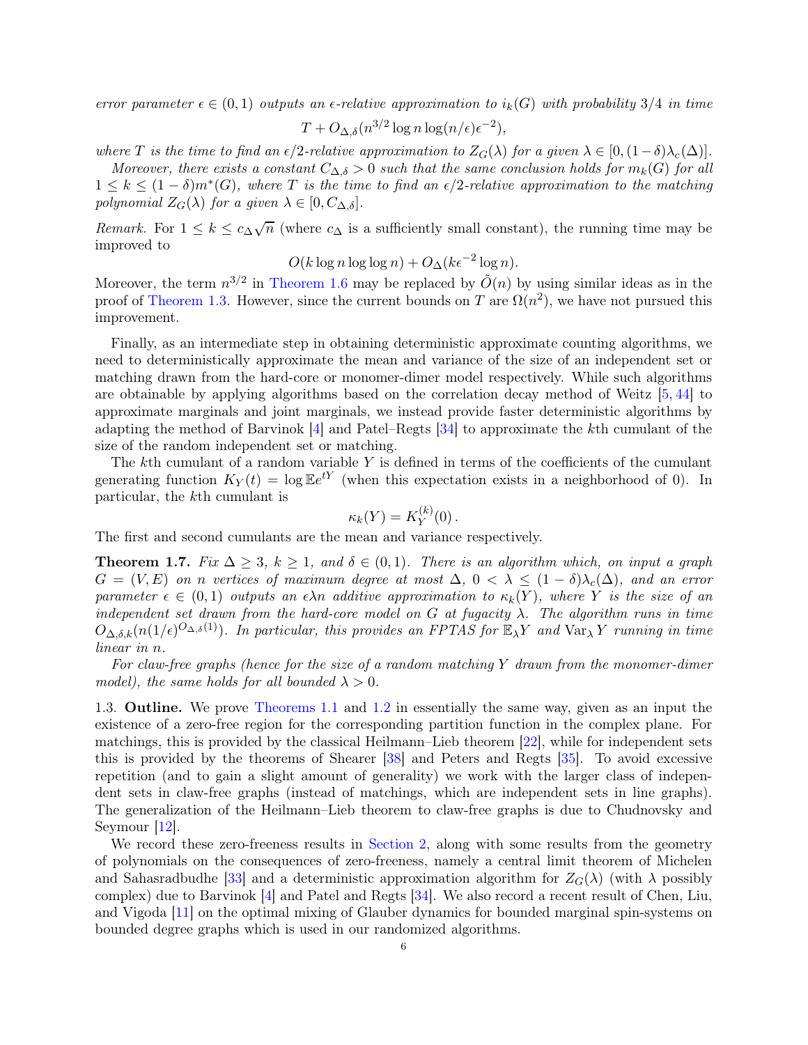*error parameter $\epsilon \in (0,1)$ outputs an $\epsilon$-relative approximation to $i_k(G)$ with probability 3/4 in time*

$$T + O_{\Delta,\delta}(n^{3/2} \log n \log(n/\epsilon)\epsilon^{-2}),$$

*where $T$ is the time to find an $\epsilon/2$-relative approximation to $Z_G(\lambda)$ for a given $\lambda \in [0, (1-\delta)\lambda_c(\Delta)]$.*

*Moreover, there exists a constant $C_{\Delta,\delta} > 0$ such that the same conclusion holds for $m_k(G)$ for all $1 \leq k \leq (1-\delta)m^*(G)$, where $T$ is the time to find an $\epsilon/2$-relative approximation to the matching polynomial $Z_G(\lambda)$ for a given $\lambda \in [0, C_{\Delta,\delta}]$.*

*Remark.* For $1 \leq k \leq c_\Delta \sqrt{n}$ (where $c_\Delta$ is a sufficiently small constant), the running time may be improved to

$$O(k \log n \log\log n) + O_\Delta(k\epsilon^{-2} \log n).$$

Moreover, the term $n^{3/2}$ in Theorem 1.6 may be replaced by $\tilde{O}(n)$ by using similar ideas as in the proof of Theorem 1.3. However, since the current bounds on $T$ are $\Omega(n^2)$, we have not pursued this improvement.

Finally, as an intermediate step in obtaining deterministic approximate counting algorithms, we need to deterministically approximate the mean and variance of the size of an independent set or matching drawn from the hard-core or monomer-dimer model respectively. While such algorithms are obtainable by applying algorithms based on the correlation decay method of Weitz [5, 44] to approximate marginals and joint marginals, we instead provide faster deterministic algorithms by adapting the method of Barvinok [4] and Patel–Regts [34] to approximate the $k$th cumulant of the size of the random independent set or matching.

The $k$th cumulant of a random variable $Y$ is defined in terms of the coefficients of the cumulant generating function $K_Y(t) = \log \mathbb{E}e^{tY}$ (when this expectation exists in a neighborhood of 0). In particular, the $k$th cumulant is

$$\kappa_k(Y) = K_Y^{(k)}(0).$$

The first and second cumulants are the mean and variance respectively.

**Theorem 1.7.** *Fix $\Delta \geq 3$, $k \geq 1$, and $\delta \in (0,1)$. There is an algorithm which, on input a graph $G = (V,E)$ on $n$ vertices of maximum degree at most $\Delta$, $0 < \lambda \leq (1-\delta)\lambda_c(\Delta)$, and an error parameter $\epsilon \in (0,1)$ outputs an $\epsilon\lambda n$ additive approximation to $\kappa_k(Y)$, where $Y$ is the size of an independent set drawn from the hard-core model on $G$ at fugacity $\lambda$. The algorithm runs in time $O_{\Delta,\delta,k}(n(1/\epsilon)^{O_{\Delta,\delta}(1)})$. In particular, this provides an FPTAS for $\mathbb{E}_\lambda Y$ and $\mathrm{Var}_\lambda Y$ running in time linear in $n$.*

*For claw-free graphs (hence for the size of a random matching $Y$ drawn from the monomer-dimer model), the same holds for all bounded $\lambda > 0$.*

### 1.3. Outline.

We prove Theorems 1.1 and 1.2 in essentially the same way, given as an input the existence of a zero-free region for the corresponding partition function in the complex plane. For matchings, this is provided by the classical Heilmann–Lieb theorem [22], while for independent sets this is provided by the theorems of Shearer [38] and Peters and Regts [35]. To avoid excessive repetition (and to gain a slight amount of generality) we work with the larger class of independent sets in claw-free graphs (instead of matchings, which are independent sets in line graphs). The generalization of the Heilmann–Lieb theorem to claw-free graphs is due to Chudnovsky and Seymour [12].

We record these zero-freeness results in Section 2, along with some results from the geometry of polynomials on the consequences of zero-freeness, namely a central limit theorem of Michelen and Sahasradbudhe [33] and a deterministic approximation algorithm for $Z_G(\lambda)$ (with $\lambda$ possibly complex) due to Barvinok [4] and Patel and Regts [34]. We also record a recent result of Chen, Liu, and Vigoda [11] on the optimal mixing of Glauber dynamics for bounded marginal spin-systems on bounded degree graphs which is used in our randomized algorithms.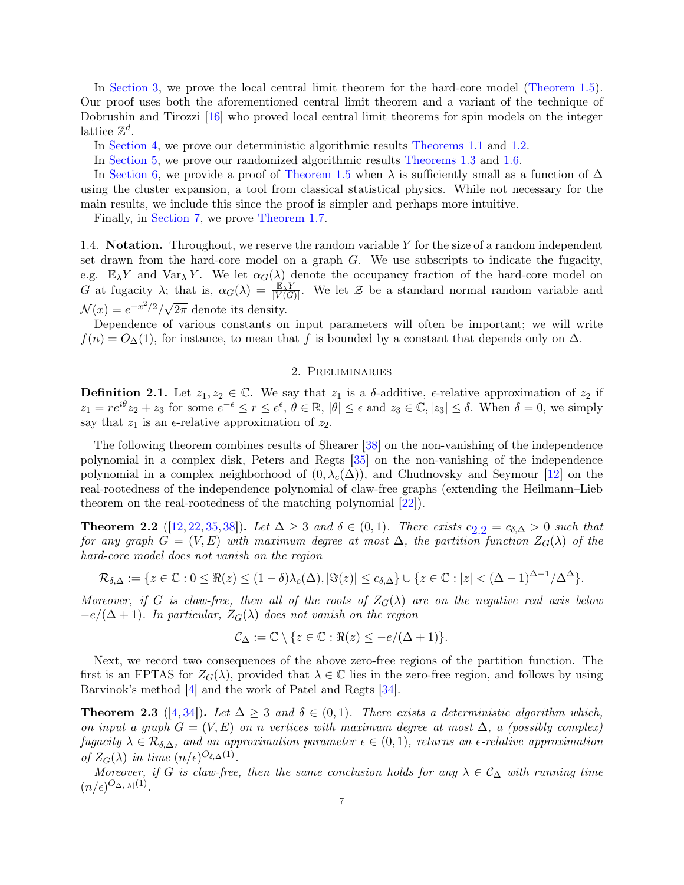In Section 3, we prove the local central limit theorem for the hard-core model (Theorem 1.5). Our proof uses both the aforementioned central limit theorem and a variant of the technique of Dobrushin and Tirozzi [16] who proved local central limit theorems for spin models on the integer lattice $\mathbb{Z}^d$.

In Section 4, we prove our deterministic algorithmic results Theorems 1.1 and 1.2.

In Section 5, we prove our randomized algorithmic results Theorems 1.3 and 1.6.

In Section 6, we provide a proof of Theorem 1.5 when $\lambda$ is sufficiently small as a function of $\Delta$ using the cluster expansion, a tool from classical statistical physics. While not necessary for the main results, we include this since the proof is simpler and perhaps more intuitive.

Finally, in Section 7, we prove Theorem 1.7.

1.4. **Notation.** Throughout, we reserve the random variable $Y$ for the size of a random independent set drawn from the hard-core model on a graph $G$. We use subscripts to indicate the fugacity, e.g. $\mathbb{E}_\lambda Y$ and $\mathrm{Var}_\lambda Y$. We let $\alpha_G(\lambda)$ denote the occupancy fraction of the hard-core model on $G$ at fugacity $\lambda$; that is, $\alpha_G(\lambda) = \frac{\mathbb{E}_\lambda Y}{|V(G)|}$. We let $\mathcal{Z}$ be a standard normal random variable and $\mathcal{N}(x) = e^{-x^2/2}/\sqrt{2\pi}$ denote its density.

Dependence of various constants on input parameters will often be important; we will write $f(n) = O_\Delta(1)$, for instance, to mean that $f$ is bounded by a constant that depends only on $\Delta$.

## 2. Preliminaries

**Definition 2.1.** Let $z_1, z_2 \in \mathbb{C}$. We say that $z_1$ is a $\delta$-additive, $\epsilon$-relative approximation of $z_2$ if $z_1 = re^{i\theta}z_2 + z_3$ for some $e^{-\epsilon} \le r \le e^{\epsilon}$, $\theta \in \mathbb{R}$, $|\theta| \le \epsilon$ and $z_3 \in \mathbb{C}, |z_3| \le \delta$. When $\delta = 0$, we simply say that $z_1$ is an $\epsilon$-relative approximation of $z_2$.

The following theorem combines results of Shearer [38] on the non-vanishing of the independence polynomial in a complex disk, Peters and Regts [35] on the non-vanishing of the independence polynomial in a complex neighborhood of $(0, \lambda_c(\Delta))$, and Chudnovsky and Seymour [12] on the real-rootedness of the independence polynomial of claw-free graphs (extending the Heilmann–Lieb theorem on the real-rootedness of the matching polynomial [22]).

**Theorem 2.2** ([12, 22, 35, 38]). *Let $\Delta \ge 3$ and $\delta \in (0, 1)$. There exists $c_{2.2} = c_{\delta,\Delta} > 0$ such that for any graph $G = (V, E)$ with maximum degree at most $\Delta$, the partition function $Z_G(\lambda)$ of the hard-core model does not vanish on the region*

$$\mathcal{R}_{\delta,\Delta} := \{z \in \mathbb{C} : 0 \le \Re(z) \le (1-\delta)\lambda_c(\Delta), |\Im(z)| \le c_{\delta,\Delta}\} \cup \{z \in \mathbb{C} : |z| < (\Delta-1)^{\Delta-1}/\Delta^{\Delta}\}.$$

*Moreover, if $G$ is claw-free, then all of the roots of $Z_G(\lambda)$ are on the negative real axis below $-e/(\Delta+1)$. In particular, $Z_G(\lambda)$ does not vanish on the region*

$$\mathcal{C}_\Delta := \mathbb{C} \setminus \{z \in \mathbb{C} : \Re(z) \le -e/(\Delta+1)\}.$$

Next, we record two consequences of the above zero-free regions of the partition function. The first is an FPTAS for $Z_G(\lambda)$, provided that $\lambda \in \mathbb{C}$ lies in the zero-free region, and follows by using Barvinok's method [4] and the work of Patel and Regts [34].

**Theorem 2.3** ([4, 34]). *Let $\Delta \ge 3$ and $\delta \in (0, 1)$. There exists a deterministic algorithm which, on input a graph $G = (V, E)$ on $n$ vertices with maximum degree at most $\Delta$, a (possibly complex) fugacity $\lambda \in \mathcal{R}_{\delta,\Delta}$, and an approximation parameter $\epsilon \in (0, 1)$, returns an $\epsilon$-relative approximation of $Z_G(\lambda)$ in time $(n/\epsilon)^{O_{\delta,\Delta}(1)}$.*

*Moreover, if $G$ is claw-free, then the same conclusion holds for any $\lambda \in \mathcal{C}_\Delta$ with running time $(n/\epsilon)^{O_{\Delta,|\lambda|}(1)}$.*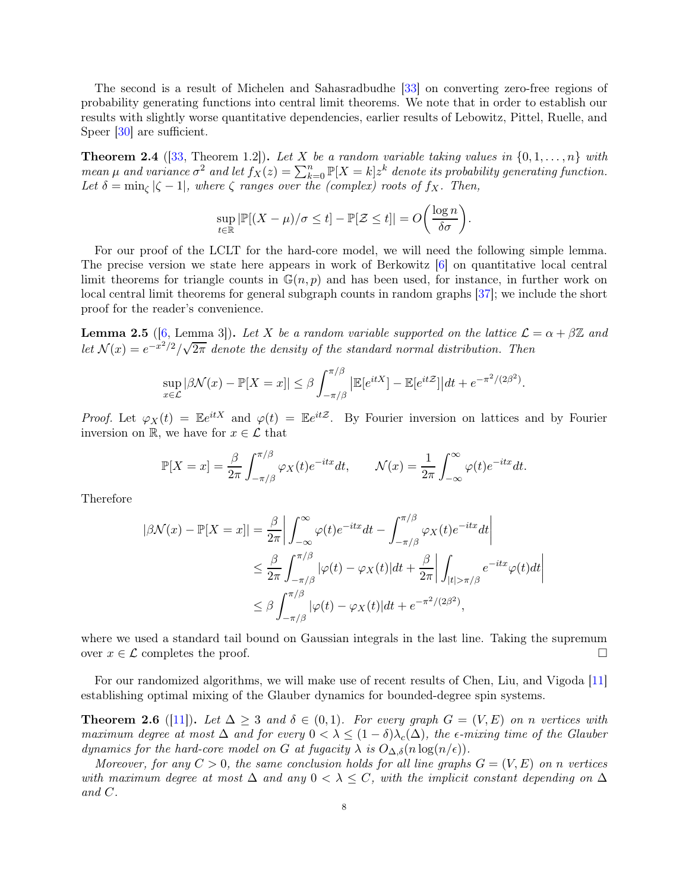The second is a result of Michelen and Sahasradbudhe [33] on converting zero-free regions of probability generating functions into central limit theorems. We note that in order to establish our results with slightly worse quantitative dependencies, earlier results of Lebowitz, Pittel, Ruelle, and Speer [30] are sufficient.

**Theorem 2.4** ([33, Theorem 1.2])**.** *Let $X$ be a random variable taking values in $\{0, 1, \ldots, n\}$ with mean $\mu$ and variance $\sigma^2$ and let $f_X(z) = \sum_{k=0}^{n} \mathbb{P}[X = k]z^k$ denote its probability generating function. Let $\delta = \min_\zeta |\zeta - 1|$, where $\zeta$ ranges over the (complex) roots of $f_X$. Then,*

$$\sup_{t \in \mathbb{R}} |\mathbb{P}[(X - \mu)/\sigma \leq t] - \mathbb{P}[\mathcal{Z} \leq t]| = O\left(\frac{\log n}{\delta \sigma}\right).$$

For our proof of the LCLT for the hard-core model, we will need the following simple lemma. The precise version we state here appears in work of Berkowitz [6] on quantitative local central limit theorems for triangle counts in $\mathbb{G}(n, p)$ and has been used, for instance, in further work on local central limit theorems for general subgraph counts in random graphs [37]; we include the short proof for the reader's convenience.

**Lemma 2.5** ([6, Lemma 3])**.** *Let $X$ be a random variable supported on the lattice $\mathcal{L} = \alpha + \beta\mathbb{Z}$ and let $\mathcal{N}(x) = e^{-x^2/2}/\sqrt{2\pi}$ denote the density of the standard normal distribution. Then*

$$\sup_{x \in \mathcal{L}} |\beta\mathcal{N}(x) - \mathbb{P}[X = x]| \leq \beta \int_{-\pi/\beta}^{\pi/\beta} \left|\mathbb{E}[e^{itX}] - \mathbb{E}[e^{it\mathcal{Z}}]\right| dt + e^{-\pi^2/(2\beta^2)}.$$

*Proof.* Let $\varphi_X(t) = \mathbb{E}e^{itX}$ and $\varphi(t) = \mathbb{E}e^{it\mathcal{Z}}$. By Fourier inversion on lattices and by Fourier inversion on $\mathbb{R}$, we have for $x \in \mathcal{L}$ that

$$\mathbb{P}[X = x] = \frac{\beta}{2\pi} \int_{-\pi/\beta}^{\pi/\beta} \varphi_X(t)e^{-itx}dt, \qquad \mathcal{N}(x) = \frac{1}{2\pi} \int_{-\infty}^{\infty} \varphi(t)e^{-itx}dt.$$

Therefore

$$\begin{aligned}
|\beta\mathcal{N}(x) - \mathbb{P}[X = x]| &= \frac{\beta}{2\pi}\left| \int_{-\infty}^{\infty} \varphi(t)e^{-itx}dt - \int_{-\pi/\beta}^{\pi/\beta} \varphi_X(t)e^{-itx}dt \right| \\
&\leq \frac{\beta}{2\pi} \int_{-\pi/\beta}^{\pi/\beta} |\varphi(t) - \varphi_X(t)|dt + \frac{\beta}{2\pi}\left| \int_{|t|>\pi/\beta} e^{-itx}\varphi(t)dt \right| \\
&\leq \beta \int_{-\pi/\beta}^{\pi/\beta} |\varphi(t) - \varphi_X(t)|dt + e^{-\pi^2/(2\beta^2)},
\end{aligned}$$

where we used a standard tail bound on Gaussian integrals in the last line. Taking the supremum over $x \in \mathcal{L}$ completes the proof. $\square$

For our randomized algorithms, we will make use of recent results of Chen, Liu, and Vigoda [11] establishing optimal mixing of the Glauber dynamics for bounded-degree spin systems.

**Theorem 2.6** ([11])**.** *Let $\Delta \geq 3$ and $\delta \in (0, 1)$. For every graph $G = (V, E)$ on $n$ vertices with maximum degree at most $\Delta$ and for every $0 < \lambda \leq (1 - \delta)\lambda_c(\Delta)$, the $\epsilon$-mixing time of the Glauber dynamics for the hard-core model on $G$ at fugacity $\lambda$ is $O_{\Delta,\delta}(n \log(n/\epsilon))$.*

*Moreover, for any $C > 0$, the same conclusion holds for all line graphs $G = (V, E)$ on $n$ vertices with maximum degree at most $\Delta$ and any $0 < \lambda \leq C$, with the implicit constant depending on $\Delta$ and $C$.*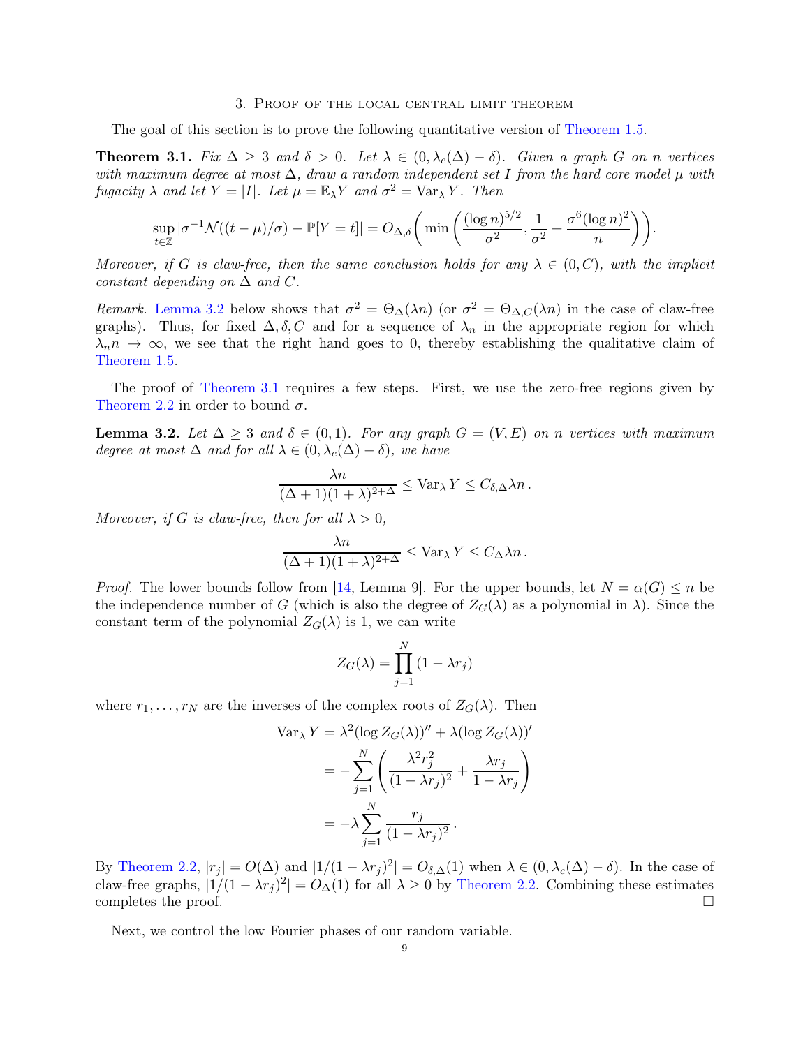## 3. Proof of the local central limit theorem

The goal of this section is to prove the following quantitative version of Theorem 1.5.

**Theorem 3.1.** *Fix $\Delta \geq 3$ and $\delta > 0$. Let $\lambda \in (0, \lambda_c(\Delta) - \delta)$. Given a graph $G$ on $n$ vertices with maximum degree at most $\Delta$, draw a random independent set $I$ from the hard core model $\mu$ with fugacity $\lambda$ and let $Y = |I|$. Let $\mu = \mathbb{E}_\lambda Y$ and $\sigma^2 = \operatorname{Var}_\lambda Y$. Then*

$$\sup_{t \in \mathbb{Z}} |\sigma^{-1}\mathcal{N}((t-\mu)/\sigma) - \mathbb{P}[Y = t]| = O_{\Delta,\delta}\bigg( \min\bigg( \frac{(\log n)^{5/2}}{\sigma^2}, \frac{1}{\sigma^2} + \frac{\sigma^6 (\log n)^2}{n} \bigg) \bigg).$$

*Moreover, if $G$ is claw-free, then the same conclusion holds for any $\lambda \in (0, C)$, with the implicit constant depending on $\Delta$ and $C$.*

*Remark.* Lemma 3.2 below shows that $\sigma^2 = \Theta_\Delta(\lambda n)$ (or $\sigma^2 = \Theta_{\Delta,C}(\lambda n)$ in the case of claw-free graphs). Thus, for fixed $\Delta, \delta, C$ and for a sequence of $\lambda_n$ in the appropriate region for which $\lambda_n n \to \infty$, we see that the right hand goes to 0, thereby establishing the qualitative claim of Theorem 1.5.

The proof of Theorem 3.1 requires a few steps. First, we use the zero-free regions given by Theorem 2.2 in order to bound $\sigma$.

**Lemma 3.2.** *Let $\Delta \geq 3$ and $\delta \in (0, 1)$. For any graph $G = (V, E)$ on $n$ vertices with maximum degree at most $\Delta$ and for all $\lambda \in (0, \lambda_c(\Delta) - \delta)$, we have*

$$\frac{\lambda n}{(\Delta + 1)(1+\lambda)^{2+\Delta}} \leq \operatorname{Var}_\lambda Y \leq C_{\delta,\Delta} \lambda n\,.$$

*Moreover, if $G$ is claw-free, then for all $\lambda > 0$,*

$$\frac{\lambda n}{(\Delta + 1)(1+\lambda)^{2+\Delta}} \leq \operatorname{Var}_\lambda Y \leq C_{\Delta} \lambda n\,.$$

*Proof.* The lower bounds follow from [14, Lemma 9]. For the upper bounds, let $N = \alpha(G) \leq n$ be the independence number of $G$ (which is also the degree of $Z_G(\lambda)$ as a polynomial in $\lambda$). Since the constant term of the polynomial $Z_G(\lambda)$ is 1, we can write

$$Z_G(\lambda) = \prod_{j=1}^{N} (1 - \lambda r_j)$$

where $r_1, \ldots, r_N$ are the inverses of the complex roots of $Z_G(\lambda)$. Then

$$\begin{aligned}
\operatorname{Var}_\lambda Y &= \lambda^2 (\log Z_G(\lambda))'' + \lambda (\log Z_G(\lambda))' \\
&= -\sum_{j=1}^{N} \left( \frac{\lambda^2 r_j^2}{(1-\lambda r_j)^2} + \frac{\lambda r_j}{1 - \lambda r_j} \right) \\
&= -\lambda \sum_{j=1}^{N} \frac{r_j}{(1-\lambda r_j)^2}\,.
\end{aligned}$$

By Theorem 2.2, $|r_j| = O(\Delta)$ and $|1/(1-\lambda r_j)^2| = O_{\delta,\Delta}(1)$ when $\lambda \in (0, \lambda_c(\Delta) - \delta)$. In the case of claw-free graphs, $|1/(1-\lambda r_j)^2| = O_\Delta(1)$ for all $\lambda \geq 0$ by Theorem 2.2. Combining these estimates completes the proof. $\square$

Next, we control the low Fourier phases of our random variable.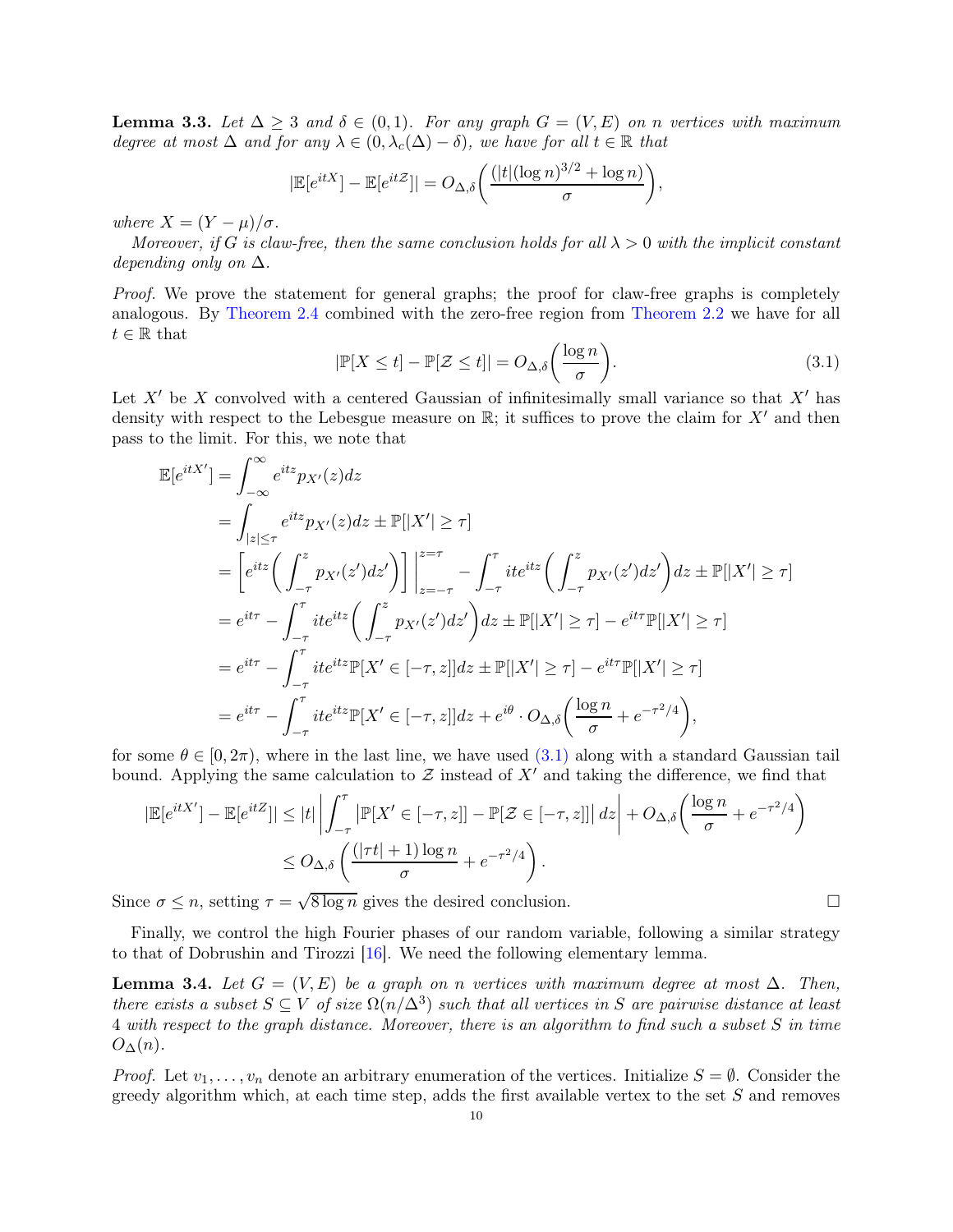**Lemma 3.3.** *Let $\Delta \geq 3$ and $\delta \in (0,1)$. For any graph $G = (V,E)$ on $n$ vertices with maximum degree at most $\Delta$ and for any $\lambda \in (0, \lambda_c(\Delta) - \delta)$, we have for all $t \in \mathbb{R}$ that*

$$|\mathbb{E}[e^{itX}] - \mathbb{E}[e^{it\mathcal{Z}}]| = O_{\Delta,\delta}\bigg(\frac{(|t|(\log n)^{3/2} + \log n)}{\sigma}\bigg),$$

*where $X = (Y - \mu)/\sigma$.*

*Moreover, if $G$ is claw-free, then the same conclusion holds for all $\lambda > 0$ with the implicit constant depending only on $\Delta$.*

*Proof.* We prove the statement for general graphs; the proof for claw-free graphs is completely analogous. By Theorem 2.4 combined with the zero-free region from Theorem 2.2 we have for all $t \in \mathbb{R}$ that

$$|\mathbb{P}[X \leq t] - \mathbb{P}[\mathcal{Z} \leq t]| = O_{\Delta,\delta}\bigg(\frac{\log n}{\sigma}\bigg). \tag{3.1}$$

Let $X'$ be $X$ convolved with a centered Gaussian of infinitesimally small variance so that $X'$ has density with respect to the Lebesgue measure on $\mathbb{R}$; it suffices to prove the claim for $X'$ and then pass to the limit. For this, we note that

$$\begin{aligned}
\mathbb{E}[e^{itX'}] &= \int_{-\infty}^{\infty} e^{itz} p_{X'}(z) dz \\
&= \int_{|z| \leq \tau} e^{itz} p_{X'}(z) dz \pm \mathbb{P}[|X'| \geq \tau] \\
&= \bigg[e^{itz}\bigg(\int_{-\tau}^{z} p_{X'}(z')dz'\bigg)\bigg]\bigg|_{z=-\tau}^{z=\tau} - \int_{-\tau}^{\tau} ite^{itz}\bigg(\int_{-\tau}^{z} p_{X'}(z')dz'\bigg)dz \pm \mathbb{P}[|X'| \geq \tau] \\
&= e^{it\tau} - \int_{-\tau}^{\tau} ite^{itz}\bigg(\int_{-\tau}^{z} p_{X'}(z')dz'\bigg)dz \pm \mathbb{P}[|X'| \geq \tau] - e^{it\tau}\mathbb{P}[|X'| \geq \tau] \\
&= e^{it\tau} - \int_{-\tau}^{\tau} ite^{itz}\mathbb{P}[X' \in [-\tau, z]]dz \pm \mathbb{P}[|X'| \geq \tau] - e^{it\tau}\mathbb{P}[|X'| \geq \tau] \\
&= e^{it\tau} - \int_{-\tau}^{\tau} ite^{itz}\mathbb{P}[X' \in [-\tau, z]]dz + e^{i\theta} \cdot O_{\Delta,\delta}\bigg(\frac{\log n}{\sigma} + e^{-\tau^2/4}\bigg),
\end{aligned}$$

for some $\theta \in [0, 2\pi)$, where in the last line, we have used (3.1) along with a standard Gaussian tail bound. Applying the same calculation to $\mathcal{Z}$ instead of $X'$ and taking the difference, we find that

$$\begin{aligned}
|\mathbb{E}[e^{itX'}] - \mathbb{E}[e^{itZ}]| &\leq |t|\bigg|\int_{-\tau}^{\tau} \big|\mathbb{P}[X' \in [-\tau, z]] - \mathbb{P}[\mathcal{Z} \in [-\tau, z]]\big| dz\bigg| + O_{\Delta,\delta}\bigg(\frac{\log n}{\sigma} + e^{-\tau^2/4}\bigg) \\
&\leq O_{\Delta,\delta}\left(\frac{(|\tau t| + 1)\log n}{\sigma} + e^{-\tau^2/4}\right).
\end{aligned}$$

Since $\sigma \leq n$, setting $\tau = \sqrt{8 \log n}$ gives the desired conclusion. $\square$

Finally, we control the high Fourier phases of our random variable, following a similar strategy to that of Dobrushin and Tirozzi [16]. We need the following elementary lemma.

**Lemma 3.4.** *Let $G = (V,E)$ be a graph on $n$ vertices with maximum degree at most $\Delta$. Then, there exists a subset $S \subseteq V$ of size $\Omega(n/\Delta^3)$ such that all vertices in $S$ are pairwise distance at least 4 with respect to the graph distance. Moreover, there is an algorithm to find such a subset $S$ in time $O_\Delta(n)$.*

*Proof.* Let $v_1, \ldots, v_n$ denote an arbitrary enumeration of the vertices. Initialize $S = \emptyset$. Consider the greedy algorithm which, at each time step, adds the first available vertex to the set $S$ and removes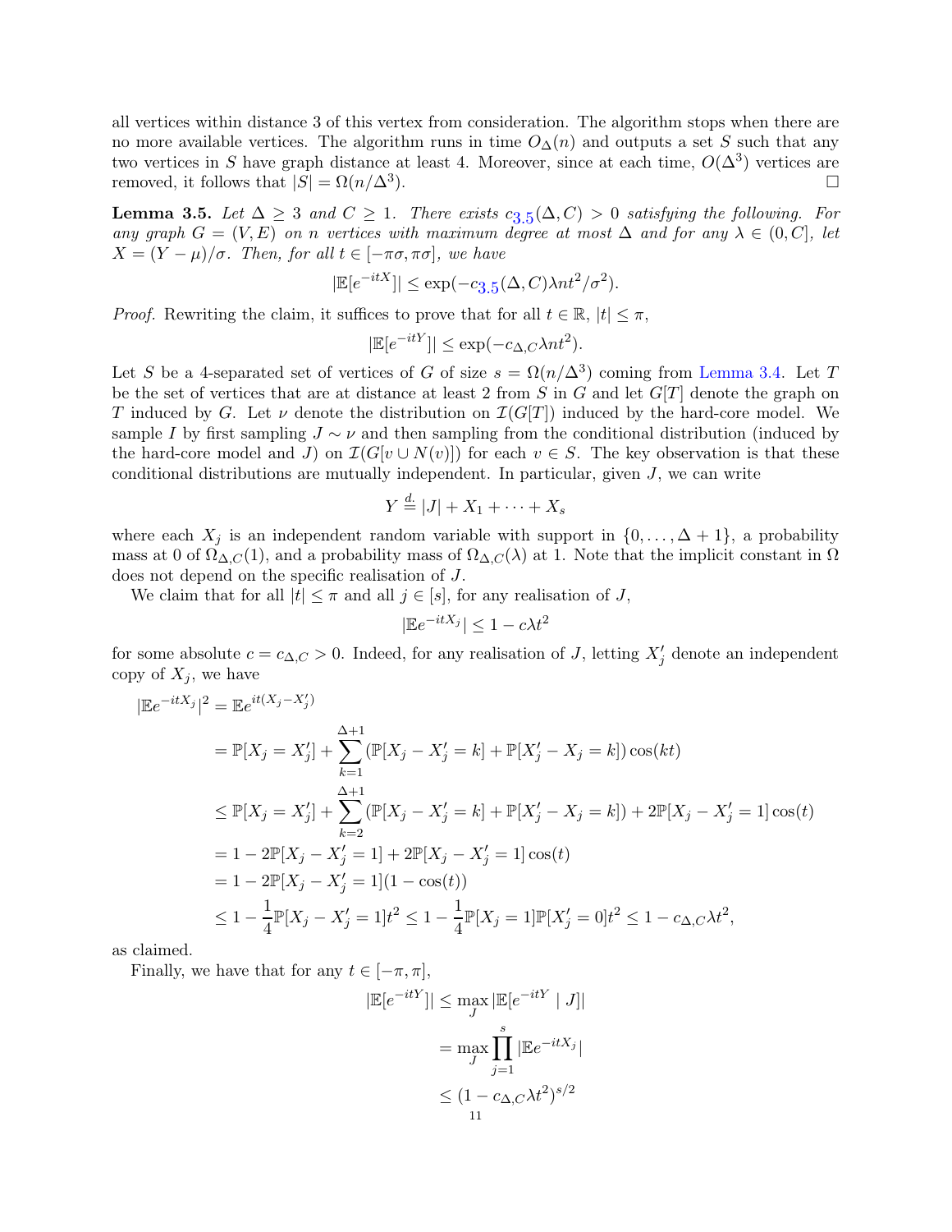all vertices within distance 3 of this vertex from consideration. The algorithm stops when there are no more available vertices. The algorithm runs in time $O_\Delta(n)$ and outputs a set $S$ such that any two vertices in $S$ have graph distance at least 4. Moreover, since at each time, $O(\Delta^3)$ vertices are removed, it follows that $|S| = \Omega(n/\Delta^3)$. □

**Lemma 3.5.** *Let $\Delta \geq 3$ and $C \geq 1$. There exists $c_{3.5}(\Delta, C) > 0$ satisfying the following. For any graph $G = (V, E)$ on $n$ vertices with maximum degree at most $\Delta$ and for any $\lambda \in (0, C]$, let $X = (Y - \mu)/\sigma$. Then, for all $t \in [-\pi\sigma, \pi\sigma]$, we have*

$$|\mathbb{E}[e^{-itX}]| \leq \exp(-c_{3.5}(\Delta, C)\lambda n t^2/\sigma^2).$$

*Proof.* Rewriting the claim, it suffices to prove that for all $t \in \mathbb{R}$, $|t| \leq \pi$,

$$|\mathbb{E}[e^{-itY}]| \leq \exp(-c_{\Delta,C}\lambda n t^2).$$

Let $S$ be a 4-separated set of vertices of $G$ of size $s = \Omega(n/\Delta^3)$ coming from Lemma 3.4. Let $T$ be the set of vertices that are at distance at least 2 from $S$ in $G$ and let $G[T]$ denote the graph on $T$ induced by $G$. Let $\nu$ denote the distribution on $\mathcal{I}(G[T])$ induced by the hard-core model. We sample $I$ by first sampling $J \sim \nu$ and then sampling from the conditional distribution (induced by the hard-core model and $J$) on $\mathcal{I}(G[v \cup N(v)])$ for each $v \in S$. The key observation is that these conditional distributions are mutually independent. In particular, given $J$, we can write

$$Y \overset{d.}{=} |J| + X_1 + \cdots + X_s$$

where each $X_j$ is an independent random variable with support in $\{0, \ldots, \Delta + 1\}$, a probability mass at 0 of $\Omega_{\Delta,C}(1)$, and a probability mass of $\Omega_{\Delta,C}(\lambda)$ at 1. Note that the implicit constant in $\Omega$ does not depend on the specific realisation of $J$.

We claim that for all $|t| \leq \pi$ and all $j \in [s]$, for any realisation of $J$,

$$|\mathbb{E}e^{-itX_j}| \leq 1 - c\lambda t^2$$

for some absolute $c = c_{\Delta,C} > 0$. Indeed, for any realisation of $J$, letting $X_j'$ denote an independent copy of $X_j$, we have

$$\begin{aligned}
|\mathbb{E}e^{-itX_j}|^2 &= \mathbb{E}e^{it(X_j - X_j')} \\
&= \mathbb{P}[X_j = X_j'] + \sum_{k=1}^{\Delta+1} (\mathbb{P}[X_j - X_j' = k] + \mathbb{P}[X_j' - X_j = k]) \cos(kt) \\
&\leq \mathbb{P}[X_j = X_j'] + \sum_{k=2}^{\Delta+1} (\mathbb{P}[X_j - X_j' = k] + \mathbb{P}[X_j' - X_j = k]) + 2\mathbb{P}[X_j - X_j' = 1] \cos(t) \\
&= 1 - 2\mathbb{P}[X_j - X_j' = 1] + 2\mathbb{P}[X_j - X_j' = 1] \cos(t) \\
&= 1 - 2\mathbb{P}[X_j - X_j' = 1](1 - \cos(t)) \\
&\leq 1 - \frac{1}{4}\mathbb{P}[X_j - X_j' = 1]t^2 \leq 1 - \frac{1}{4}\mathbb{P}[X_j = 1]\mathbb{P}[X_j' = 0]t^2 \leq 1 - c_{\Delta,C}\lambda t^2,
\end{aligned}$$

as claimed.

Finally, we have that for any $t \in [-\pi, \pi]$,

$$\begin{aligned}
|\mathbb{E}[e^{-itY}]| &\leq \max_J |\mathbb{E}[e^{-itY} \mid J]| \\
&= \max_J \prod_{j=1}^{s} |\mathbb{E}e^{-itX_j}| \\
&\leq (1 - c_{\Delta,C}\lambda t^2)^{s/2}
\end{aligned}$$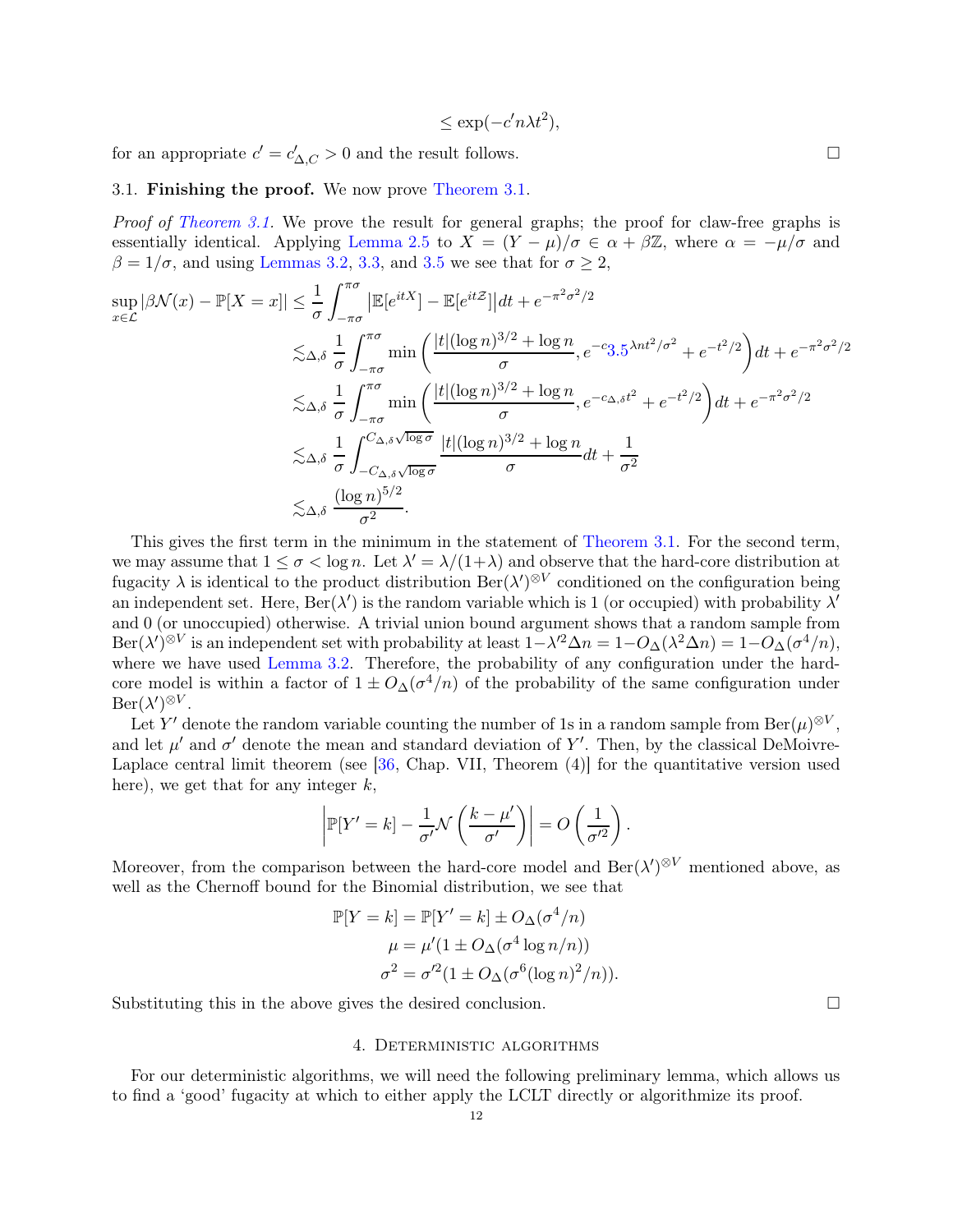$$\le \exp(-c' n\lambda t^2),$$

for an appropriate $c' = c'_{\Delta,C} > 0$ and the result follows. □

## 3.1. Finishing the proof.

**3.1. Finishing the proof.** We now prove Theorem 3.1.

*Proof of Theorem 3.1.* We prove the result for general graphs; the proof for claw-free graphs is essentially identical. Applying Lemma 2.5 to $X = (Y-\mu)/\sigma \in \alpha + \beta\mathbb{Z}$, where $\alpha = -\mu/\sigma$ and $\beta = 1/\sigma$, and using Lemmas 3.2, 3.3, and 3.5 we see that for $\sigma \ge 2$,

$$
\begin{aligned}
\sup_{x\in\mathcal{L}} |\beta\mathcal{N}(x) - \mathbb{P}[X=x]| &\le \frac{1}{\sigma}\int_{-\pi\sigma}^{\pi\sigma} \left|\mathbb{E}[e^{itX}] - \mathbb{E}[e^{it\mathcal{Z}}]\right| dt + e^{-\pi^2\sigma^2/2} \\
&\lesssim_{\Delta,\delta} \frac{1}{\sigma}\int_{-\pi\sigma}^{\pi\sigma} \min\left(\frac{|t|(\log n)^{3/2} + \log n}{\sigma}, e^{-c_{3.5}\lambda n t^2/\sigma^2} + e^{-t^2/2}\right) dt + e^{-\pi^2\sigma^2/2} \\
&\lesssim_{\Delta,\delta} \frac{1}{\sigma}\int_{-\pi\sigma}^{\pi\sigma} \min\left(\frac{|t|(\log n)^{3/2} + \log n}{\sigma}, e^{-c_{\Delta,\delta} t^2} + e^{-t^2/2}\right) dt + e^{-\pi^2\sigma^2/2} \\
&\lesssim_{\Delta,\delta} \frac{1}{\sigma}\int_{-C_{\Delta,\delta}\sqrt{\log\sigma}}^{C_{\Delta,\delta}\sqrt{\log\sigma}} \frac{|t|(\log n)^{3/2} + \log n}{\sigma} dt + \frac{1}{\sigma^2} \\
&\lesssim_{\Delta,\delta} \frac{(\log n)^{5/2}}{\sigma^2}.
\end{aligned}
$$

This gives the first term in the minimum in the statement of Theorem 3.1. For the second term, we may assume that $1 \le \sigma < \log n$. Let $\lambda' = \lambda/(1+\lambda)$ and observe that the hard-core distribution at fugacity $\lambda$ is identical to the product distribution $\mathrm{Ber}(\lambda')^{\otimes V}$ conditioned on the configuration being an independent set. Here, $\mathrm{Ber}(\lambda')$ is the random variable which is 1 (or occupied) with probability $\lambda'$ and 0 (or unoccupied) otherwise. A trivial union bound argument shows that a random sample from $\mathrm{Ber}(\lambda')^{\otimes V}$ is an independent set with probability at least $1 - \lambda'^2\Delta n = 1 - O_\Delta(\lambda^2\Delta n) = 1 - O_\Delta(\sigma^4/n)$, where we have used Lemma 3.2. Therefore, the probability of any configuration under the hard-core model is within a factor of $1 \pm O_\Delta(\sigma^4/n)$ of the probability of the same configuration under $\mathrm{Ber}(\lambda')^{\otimes V}$.

Let $Y'$ denote the random variable counting the number of 1s in a random sample from $\mathrm{Ber}(\mu)^{\otimes V}$, and let $\mu'$ and $\sigma'$ denote the mean and standard deviation of $Y'$. Then, by the classical DeMoivre-Laplace central limit theorem (see [36, Chap. VII, Theorem (4)] for the quantitative version used here), we get that for any integer $k$,

$$\left|\mathbb{P}[Y'=k] - \frac{1}{\sigma'}\mathcal{N}\left(\frac{k-\mu'}{\sigma'}\right)\right| = O\left(\frac{1}{\sigma'^2}\right).$$

Moreover, from the comparison between the hard-core model and $\mathrm{Ber}(\lambda')^{\otimes V}$ mentioned above, as well as the Chernoff bound for the Binomial distribution, we see that

$$
\begin{aligned}
\mathbb{P}[Y=k] &= \mathbb{P}[Y'=k] \pm O_\Delta(\sigma^4/n) \\
\mu &= \mu'(1 \pm O_\Delta(\sigma^4\log n/n)) \\
\sigma^2 &= \sigma'^2(1 \pm O_\Delta(\sigma^6(\log n)^2/n)).
\end{aligned}
$$

Substituting this in the above gives the desired conclusion. □

# 4. Deterministic algorithms

For our deterministic algorithms, we will need the following preliminary lemma, which allows us to find a 'good' fugacity at which to either apply the LCLT directly or algorithmize its proof.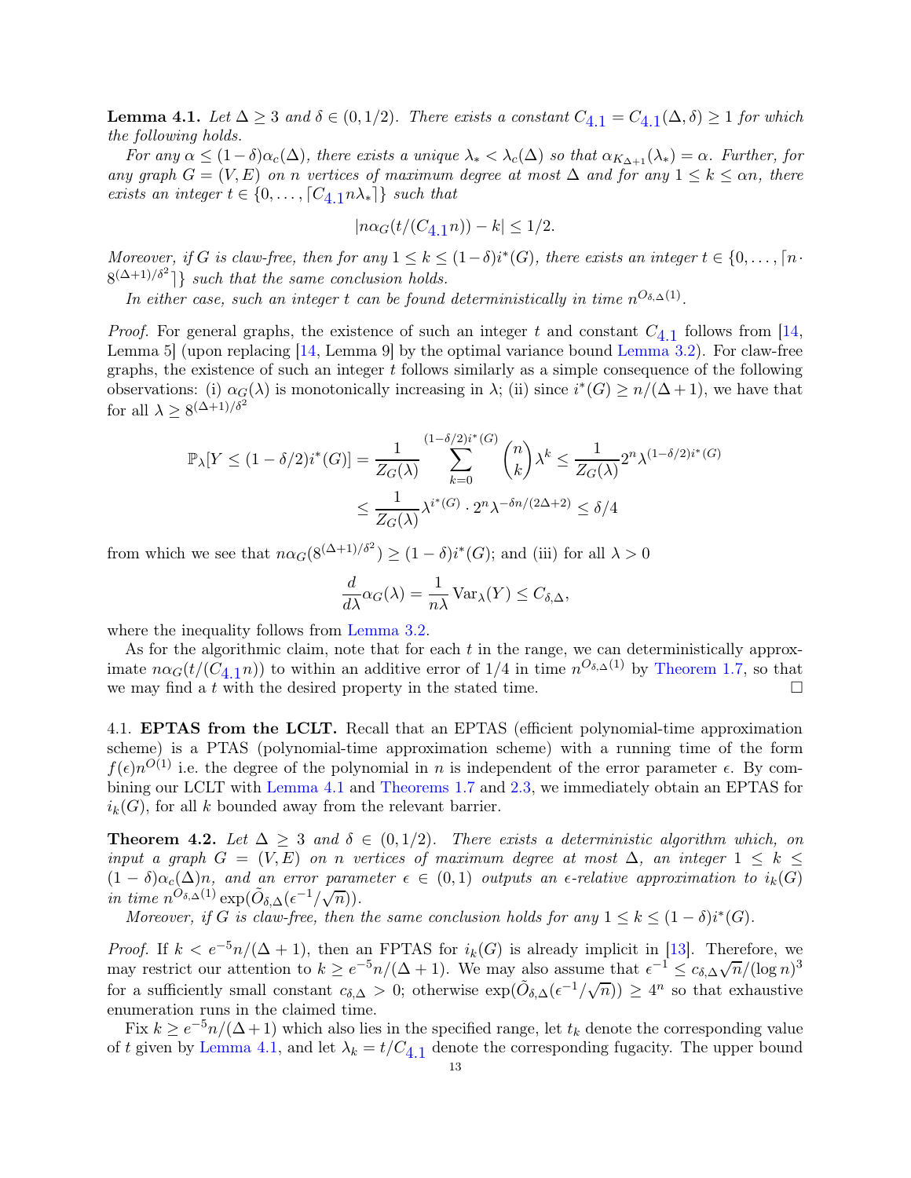**Lemma 4.1.** *Let $\Delta \geq 3$ and $\delta \in (0, 1/2)$. There exists a constant $C_{4.1} = C_{4.1}(\Delta, \delta) \geq 1$ for which the following holds.*

*For any $\alpha \leq (1-\delta)\alpha_c(\Delta)$, there exists a unique $\lambda_* < \lambda_c(\Delta)$ so that $\alpha_{K_{\Delta+1}}(\lambda_*) = \alpha$. Further, for any graph $G = (V, E)$ on $n$ vertices of maximum degree at most $\Delta$ and for any $1 \leq k \leq \alpha n$, there exists an integer $t \in \{0, \ldots, \lceil C_{4.1} n \lambda_* \rceil\}$ such that*

$$|n\alpha_G(t/(C_{4.1}n)) - k| \leq 1/2.$$

*Moreover, if $G$ is claw-free, then for any $1 \leq k \leq (1-\delta)i^*(G)$, there exists an integer $t \in \{0, \ldots, \lceil n \cdot 8^{(\Delta+1)/\delta^2} \rceil\}$ such that the same conclusion holds.*

*In either case, such an integer $t$ can be found deterministically in time $n^{O_{\delta,\Delta}(1)}$.*

*Proof.* For general graphs, the existence of such an integer $t$ and constant $C_{4.1}$ follows from [14, Lemma 5] (upon replacing [14, Lemma 9] by the optimal variance bound Lemma 3.2). For claw-free graphs, the existence of such an integer $t$ follows similarly as a simple consequence of the following observations: (i) $\alpha_G(\lambda)$ is monotonically increasing in $\lambda$; (ii) since $i^*(G) \geq n/(\Delta+1)$, we have that for all $\lambda \geq 8^{(\Delta+1)/\delta^2}$

$$\begin{aligned}
\mathbb{P}_\lambda[Y \leq (1-\delta/2)i^*(G)] = \frac{1}{Z_G(\lambda)} \sum_{k=0}^{(1-\delta/2)i^*(G)} \binom{n}{k} \lambda^k &\leq \frac{1}{Z_G(\lambda)} 2^n \lambda^{(1-\delta/2)i^*(G)} \\
&\leq \frac{1}{Z_G(\lambda)} \lambda^{i^*(G)} \cdot 2^n \lambda^{-\delta n/(2\Delta+2)} \leq \delta/4
\end{aligned}$$

from which we see that $n\alpha_G(8^{(\Delta+1)/\delta^2}) \geq (1-\delta)i^*(G)$; and (iii) for all $\lambda > 0$

$$\frac{d}{d\lambda}\alpha_G(\lambda) = \frac{1}{n\lambda}\mathrm{Var}_\lambda(Y) \leq C_{\delta,\Delta},$$

where the inequality follows from Lemma 3.2.

As for the algorithmic claim, note that for each $t$ in the range, we can deterministically approximate $n\alpha_G(t/(C_{4.1}n))$ to within an additive error of $1/4$ in time $n^{O_{\delta,\Delta}(1)}$ by Theorem 1.7, so that we may find a $t$ with the desired property in the stated time. $\square$

4.1. **EPTAS from the LCLT.** Recall that an EPTAS (efficient polynomial-time approximation scheme) is a PTAS (polynomial-time approximation scheme) with a running time of the form $f(\epsilon)n^{O(1)}$ i.e. the degree of the polynomial in $n$ is independent of the error parameter $\epsilon$. By combining our LCLT with Lemma 4.1 and Theorems 1.7 and 2.3, we immediately obtain an EPTAS for $i_k(G)$, for all $k$ bounded away from the relevant barrier.

**Theorem 4.2.** *Let $\Delta \geq 3$ and $\delta \in (0, 1/2)$. There exists a deterministic algorithm which, on input a graph $G = (V, E)$ on $n$ vertices of maximum degree at most $\Delta$, an integer $1 \leq k \leq (1-\delta)\alpha_c(\Delta)n$, and an error parameter $\epsilon \in (0,1)$ outputs an $\epsilon$-relative approximation to $i_k(G)$ in time $n^{O_{\delta,\Delta}(1)} \exp(\tilde{O}_{\delta,\Delta}(\epsilon^{-1}/\sqrt{n}))$.*

*Moreover, if $G$ is claw-free, then the same conclusion holds for any $1 \leq k \leq (1-\delta)i^*(G)$.*

*Proof.* If $k < e^{-5}n/(\Delta+1)$, then an FPTAS for $i_k(G)$ is already implicit in [13]. Therefore, we may restrict our attention to $k \geq e^{-5}n/(\Delta+1)$. We may also assume that $\epsilon^{-1} \leq c_{\delta,\Delta}\sqrt{n}/(\log n)^3$ for a sufficiently small constant $c_{\delta,\Delta} > 0$; otherwise $\exp(\tilde{O}_{\delta,\Delta}(\epsilon^{-1}/\sqrt{n})) \geq 4^n$ so that exhaustive enumeration runs in the claimed time.

Fix $k \geq e^{-5}n/(\Delta+1)$ which also lies in the specified range, let $t_k$ denote the corresponding value of $t$ given by Lemma 4.1, and let $\lambda_k = t/C_{4.1}$ denote the corresponding fugacity. The upper bound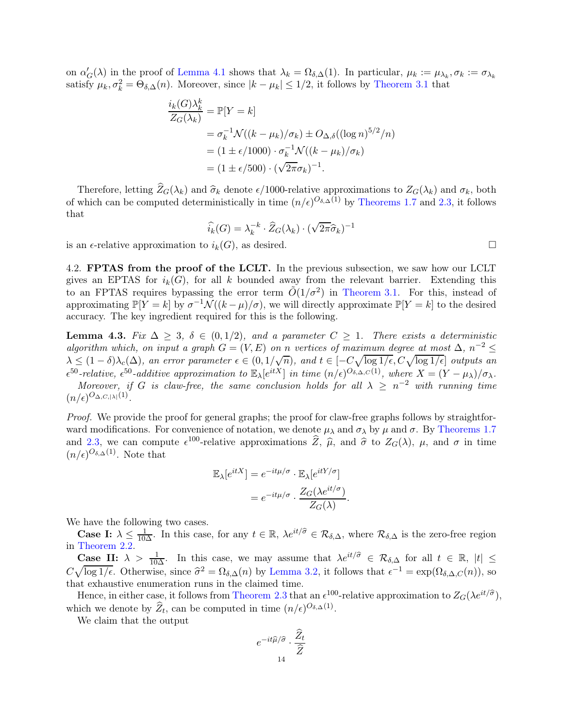on $\alpha'_G(\lambda)$ in the proof of Lemma 4.1 shows that $\lambda_k = \Omega_{\delta,\Delta}(1)$. In particular, $\mu_k := \mu_{\lambda_k}, \sigma_k := \sigma_{\lambda_k}$ satisfy $\mu_k, \sigma_k^2 = \Theta_{\delta,\Delta}(n)$. Moreover, since $|k - \mu_k| \le 1/2$, it follows by Theorem 3.1 that

$$
\begin{aligned}
\frac{i_k(G)\lambda_k^k}{Z_G(\lambda_k)} &= \mathbb{P}[Y = k] \\
&= \sigma_k^{-1}\mathcal{N}((k-\mu_k)/\sigma_k) \pm O_{\Delta,\delta}((\log n)^{5/2}/n) \\
&= (1 \pm \epsilon/1000) \cdot \sigma_k^{-1}\mathcal{N}((k-\mu_k)/\sigma_k) \\
&= (1 \pm \epsilon/500) \cdot (\sqrt{2\pi}\sigma_k)^{-1}.
\end{aligned}
$$

Therefore, letting $\widehat{Z}_G(\lambda_k)$ and $\widehat{\sigma}_k$ denote $\epsilon/1000$-relative approximations to $Z_G(\lambda_k)$ and $\sigma_k$, both of which can be computed deterministically in time $(n/\epsilon)^{O_{\delta,\Delta}(1)}$ by Theorems 1.7 and 2.3, it follows that

$$
\widehat{i}_k(G) = \lambda_k^{-k} \cdot \widehat{Z}_G(\lambda_k) \cdot (\sqrt{2\pi}\widehat{\sigma}_k)^{-1}
$$

is an $\epsilon$-relative approximation to $i_k(G)$, as desired. $\square$

## 4.2. FPTAS from the proof of the LCLT.

In the previous subsection, we saw how our LCLT gives an EPTAS for $i_k(G)$, for all $k$ bounded away from the relevant barrier. Extending this to an FPTAS requires bypassing the error term $\tilde{O}(1/\sigma^2)$ in Theorem 3.1. For this, instead of approximating $\mathbb{P}[Y = k]$ by $\sigma^{-1}\mathcal{N}((k-\mu)/\sigma)$, we will directly approximate $\mathbb{P}[Y = k]$ to the desired accuracy. The key ingredient required for this is the following.

**Lemma 4.3.** *Fix $\Delta \ge 3$, $\delta \in (0, 1/2)$, and a parameter $C \ge 1$. There exists a deterministic algorithm which, on input a graph $G = (V, E)$ on $n$ vertices of maximum degree at most $\Delta$, $n^{-2} \le \lambda \le (1-\delta)\lambda_c(\Delta)$, an error parameter $\epsilon \in (0, 1/\sqrt{n})$, and $t \in [-C\sqrt{\log 1/\epsilon}, C\sqrt{\log 1/\epsilon}]$ outputs an $\epsilon^{50}$-relative, $\epsilon^{50}$-additive approximation to $\mathbb{E}_\lambda[e^{itX}]$ in time $(n/\epsilon)^{O_{\delta,\Delta,C}(1)}$, where $X = (Y - \mu_\lambda)/\sigma_\lambda$.*

*Moreover, if $G$ is claw-free, the same conclusion holds for all $\lambda \ge n^{-2}$ with running time $(n/\epsilon)^{O_{\Delta,C,|\lambda|}(1)}$.*

*Proof.* We provide the proof for general graphs; the proof for claw-free graphs follows by straightforward modifications. For convenience of notation, we denote $\mu_\lambda$ and $\sigma_\lambda$ by $\mu$ and $\sigma$. By Theorems 1.7 and 2.3, we can compute $\epsilon^{100}$-relative approximations $\widehat{Z}$, $\widehat{\mu}$, and $\widehat{\sigma}$ to $Z_G(\lambda)$, $\mu$, and $\sigma$ in time $(n/\epsilon)^{O_{\delta,\Delta}(1)}$. Note that

$$
\begin{aligned}
\mathbb{E}_\lambda[e^{itX}] &= e^{-it\mu/\sigma} \cdot \mathbb{E}_\lambda[e^{itY/\sigma}] \\
&= e^{-it\mu/\sigma} \cdot \frac{Z_G(\lambda e^{it/\sigma})}{Z_G(\lambda)}.
\end{aligned}
$$

We have the following two cases.

**Case I:** $\lambda \le \frac{1}{10\Delta}$. In this case, for any $t \in \mathbb{R}$, $\lambda e^{it/\widehat{\sigma}} \in \mathcal{R}_{\delta,\Delta}$, where $\mathcal{R}_{\delta,\Delta}$ is the zero-free region in Theorem 2.2.

**Case II:** $\lambda > \frac{1}{10\Delta}$. In this case, we may assume that $\lambda e^{it/\widehat{\sigma}} \in \mathcal{R}_{\delta,\Delta}$ for all $t \in \mathbb{R}$, $|t| \le C\sqrt{\log 1/\epsilon}$. Otherwise, since $\widehat{\sigma}^2 = \Omega_{\delta,\Delta}(n)$ by Lemma 3.2, it follows that $\epsilon^{-1} = \exp(\Omega_{\delta,\Delta,C}(n))$, so that exhaustive enumeration runs in the claimed time.

Hence, in either case, it follows from Theorem 2.3 that an $\epsilon^{100}$-relative approximation to $Z_G(\lambda e^{it/\widehat{\sigma}})$, which we denote by $\widehat{Z}_t$, can be computed in time $(n/\epsilon)^{O_{\delta,\Delta}(1)}$.

We claim that the output

$$
e^{-it\widehat{\mu}/\widehat{\sigma}} \cdot \frac{\widehat{Z}_t}{\widehat{Z}}
$$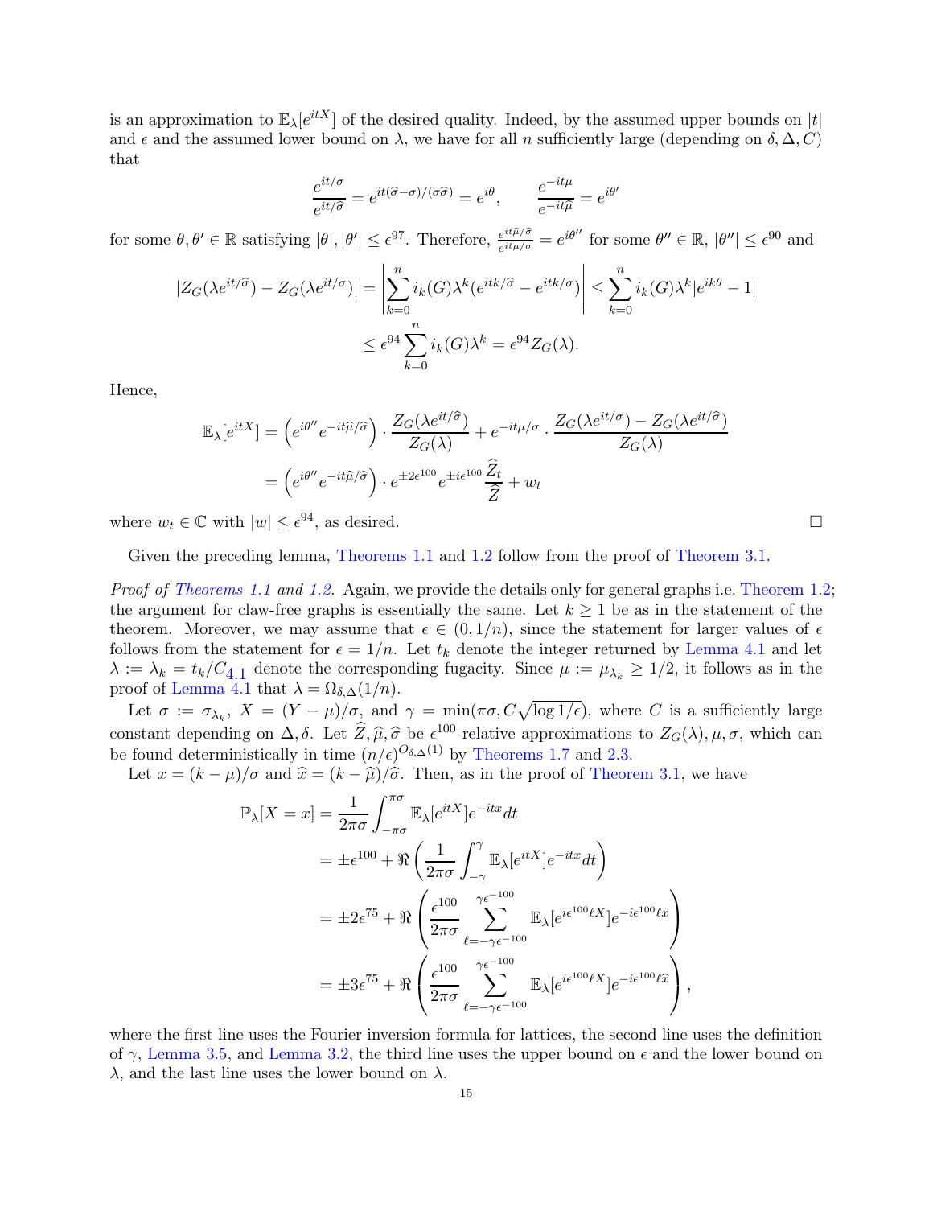is an approximation to $\mathbb{E}_\lambda[e^{itX}]$ of the desired quality. Indeed, by the assumed upper bounds on $|t|$ and $\epsilon$ and the assumed lower bound on $\lambda$, we have for all $n$ sufficiently large (depending on $\delta, \Delta, C$) that

$$\frac{e^{it/\sigma}}{e^{it/\widehat{\sigma}}} = e^{it(\widehat{\sigma}-\sigma)/(\sigma\widehat{\sigma})} = e^{i\theta}, \qquad \frac{e^{-it\mu}}{e^{-it\widehat{\mu}}} = e^{i\theta'}$$

for some $\theta, \theta' \in \mathbb{R}$ satisfying $|\theta|, |\theta'| \leq \epsilon^{97}$. Therefore, $\frac{e^{it\widehat{\mu}/\widehat{\sigma}}}{e^{it\mu/\sigma}} = e^{i\theta''}$ for some $\theta'' \in \mathbb{R}$, $|\theta''| \leq \epsilon^{90}$ and

$$\begin{aligned}
|Z_G(\lambda e^{it/\widehat{\sigma}}) - Z_G(\lambda e^{it/\sigma})| &= \left|\sum_{k=0}^{n} i_k(G)\lambda^k (e^{itk/\widehat{\sigma}} - e^{itk/\sigma})\right| \leq \sum_{k=0}^{n} i_k(G)\lambda^k |e^{ik\theta} - 1| \\
&\leq \epsilon^{94} \sum_{k=0}^{n} i_k(G)\lambda^k = \epsilon^{94} Z_G(\lambda).
\end{aligned}$$

Hence,

$$\begin{aligned}
\mathbb{E}_\lambda[e^{itX}] &= \left(e^{i\theta''}e^{-it\widehat{\mu}/\widehat{\sigma}}\right) \cdot \frac{Z_G(\lambda e^{it/\widehat{\sigma}})}{Z_G(\lambda)} + e^{-it\mu/\sigma} \cdot \frac{Z_G(\lambda e^{it/\sigma}) - Z_G(\lambda e^{it/\widehat{\sigma}})}{Z_G(\lambda)} \\
&= \left(e^{i\theta''}e^{-it\widehat{\mu}/\widehat{\sigma}}\right) \cdot e^{\pm 2\epsilon^{100}} e^{\pm i\epsilon^{100}} \frac{\widehat{Z}_t}{\widehat{Z}} + w_t
\end{aligned}$$

where $w_t \in \mathbb{C}$ with $|w| \leq \epsilon^{94}$, as desired. □

Given the preceding lemma, Theorems 1.1 and 1.2 follow from the proof of Theorem 3.1.

*Proof of Theorems 1.1 and 1.2.* Again, we provide the details only for general graphs i.e. Theorem 1.2; the argument for claw-free graphs is essentially the same. Let $k \geq 1$ be as in the statement of the theorem. Moreover, we may assume that $\epsilon \in (0, 1/n)$, since the statement for larger values of $\epsilon$ follows from the statement for $\epsilon = 1/n$. Let $t_k$ denote the integer returned by Lemma 4.1 and let $\lambda := \lambda_k = t_k/C_{4.1}$ denote the corresponding fugacity. Since $\mu := \mu_{\lambda_k} \geq 1/2$, it follows as in the proof of Lemma 4.1 that $\lambda = \Omega_{\delta,\Delta}(1/n)$.

Let $\sigma := \sigma_{\lambda_k}$, $X = (Y - \mu)/\sigma$, and $\gamma = \min(\pi\sigma, C\sqrt{\log 1/\epsilon})$, where $C$ is a sufficiently large constant depending on $\Delta, \delta$. Let $\widehat{Z}, \widehat{\mu}, \widehat{\sigma}$ be $\epsilon^{100}$-relative approximations to $Z_G(\lambda), \mu, \sigma$, which can be found deterministically in time $(n/\epsilon)^{O_{\delta,\Delta}(1)}$ by Theorems 1.7 and 2.3.

Let $x = (k - \mu)/\sigma$ and $\widehat{x} = (k - \widehat{\mu})/\widehat{\sigma}$. Then, as in the proof of Theorem 3.1, we have

$$\begin{aligned}
\mathbb{P}_\lambda[X = x] &= \frac{1}{2\pi\sigma}\int_{-\pi\sigma}^{\pi\sigma} \mathbb{E}_\lambda[e^{itX}]e^{-itx}dt \\
&= \pm\epsilon^{100} + \Re\left(\frac{1}{2\pi\sigma}\int_{-\gamma}^{\gamma} \mathbb{E}_\lambda[e^{itX}]e^{-itx}dt\right) \\
&= \pm 2\epsilon^{75} + \Re\left(\frac{\epsilon^{100}}{2\pi\sigma}\sum_{\ell=-\gamma\epsilon^{-100}}^{\gamma\epsilon^{-100}} \mathbb{E}_\lambda[e^{i\epsilon^{100}\ell X}]e^{-i\epsilon^{100}\ell x}\right) \\
&= \pm 3\epsilon^{75} + \Re\left(\frac{\epsilon^{100}}{2\pi\sigma}\sum_{\ell=-\gamma\epsilon^{-100}}^{\gamma\epsilon^{-100}} \mathbb{E}_\lambda[e^{i\epsilon^{100}\ell X}]e^{-i\epsilon^{100}\ell\widehat{x}}\right),
\end{aligned}$$

where the first line uses the Fourier inversion formula for lattices, the second line uses the definition of $\gamma$, Lemma 3.5, and Lemma 3.2, the third line uses the upper bound on $\epsilon$ and the lower bound on $\lambda$, and the last line uses the lower bound on $\lambda$.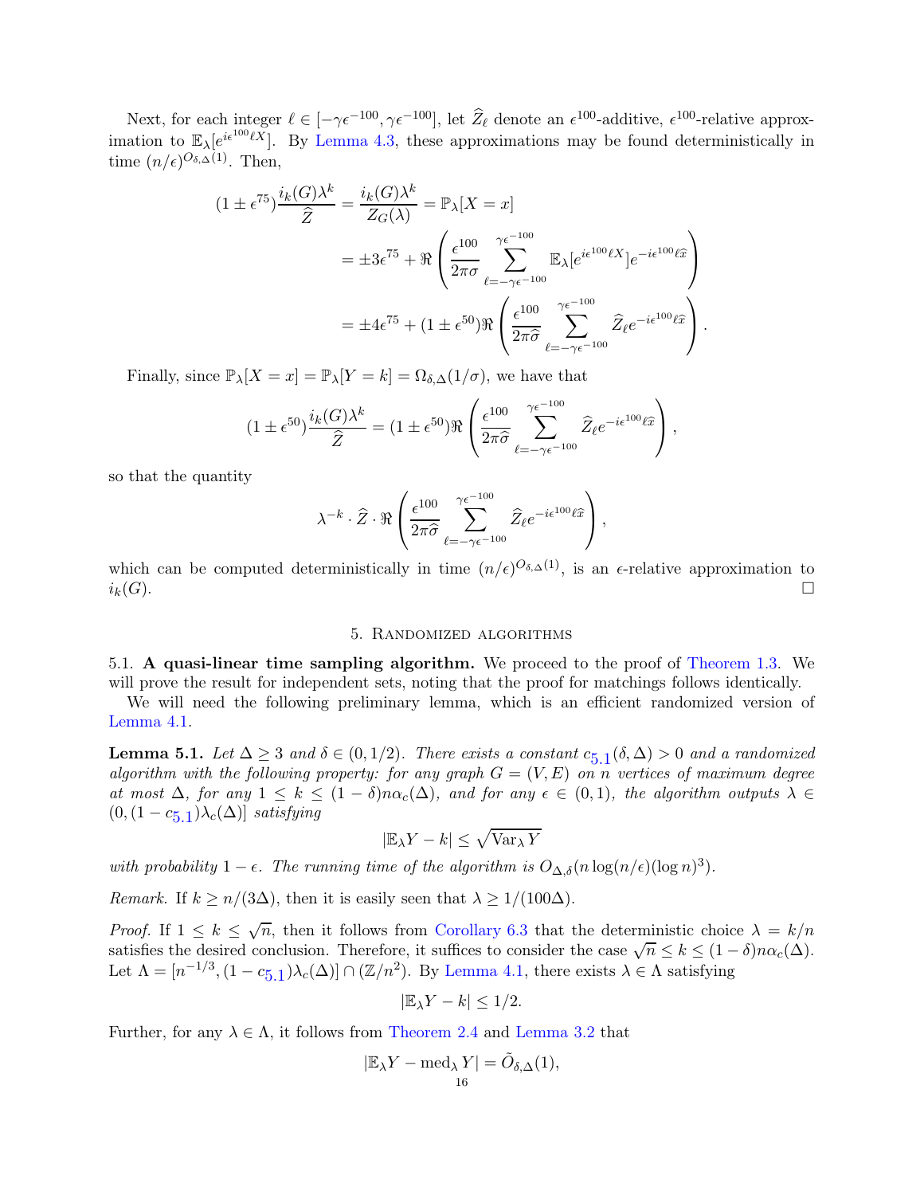Next, for each integer $\ell \in [-\gamma\epsilon^{-100}, \gamma\epsilon^{-100}]$, let $\widehat{Z}_\ell$ denote an $\epsilon^{100}$-additive, $\epsilon^{100}$-relative approximation to $\mathbb{E}_\lambda[e^{i\epsilon^{100}\ell X}]$. By Lemma 4.3, these approximations may be found deterministically in time $(n/\epsilon)^{O_{\delta,\Delta}(1)}$. Then,

$$
\begin{aligned}
(1 \pm \epsilon^{75})\frac{i_k(G)\lambda^k}{\widehat{Z}} = \frac{i_k(G)\lambda^k}{Z_G(\lambda)} &= \mathbb{P}_\lambda[X = x] \\
&= \pm 3\epsilon^{75} + \Re\left(\frac{\epsilon^{100}}{2\pi\sigma}\sum_{\ell=-\gamma\epsilon^{-100}}^{\gamma\epsilon^{-100}} \mathbb{E}_\lambda[e^{i\epsilon^{100}\ell X}]e^{-i\epsilon^{100}\ell\widehat{x}}\right) \\
&= \pm 4\epsilon^{75} + (1 \pm \epsilon^{50})\Re\left(\frac{\epsilon^{100}}{2\pi\widehat{\sigma}}\sum_{\ell=-\gamma\epsilon^{-100}}^{\gamma\epsilon^{-100}} \widehat{Z}_\ell e^{-i\epsilon^{100}\ell\widehat{x}}\right).
\end{aligned}
$$

Finally, since $\mathbb{P}_\lambda[X = x] = \mathbb{P}_\lambda[Y = k] = \Omega_{\delta,\Delta}(1/\sigma)$, we have that

$$
(1 \pm \epsilon^{50})\frac{i_k(G)\lambda^k}{\widehat{Z}} = (1 \pm \epsilon^{50})\Re\left(\frac{\epsilon^{100}}{2\pi\widehat{\sigma}}\sum_{\ell=-\gamma\epsilon^{-100}}^{\gamma\epsilon^{-100}} \widehat{Z}_\ell e^{-i\epsilon^{100}\ell\widehat{x}}\right),
$$

so that the quantity

$$
\lambda^{-k} \cdot \widehat{Z} \cdot \Re\left(\frac{\epsilon^{100}}{2\pi\widehat{\sigma}}\sum_{\ell=-\gamma\epsilon^{-100}}^{\gamma\epsilon^{-100}} \widehat{Z}_\ell e^{-i\epsilon^{100}\ell\widehat{x}}\right),
$$

which can be computed deterministically in time $(n/\epsilon)^{O_{\delta,\Delta}(1)}$, is an $\epsilon$-relative approximation to $i_k(G)$. □

## 5. Randomized algorithms

**5.1. A quasi-linear time sampling algorithm.** We proceed to the proof of Theorem 1.3. We will prove the result for independent sets, noting that the proof for matchings follows identically.

We will need the following preliminary lemma, which is an efficient randomized version of Lemma 4.1.

**Lemma 5.1.** *Let $\Delta \geq 3$ and $\delta \in (0, 1/2)$. There exists a constant $c_{5.1}(\delta, \Delta) > 0$ and a randomized algorithm with the following property: for any graph $G = (V, E)$ on $n$ vertices of maximum degree at most $\Delta$, for any $1 \leq k \leq (1-\delta)n\alpha_c(\Delta)$, and for any $\epsilon \in (0, 1)$, the algorithm outputs $\lambda \in (0, (1 - c_{5.1})\lambda_c(\Delta)]$ satisfying*

$$
|\mathbb{E}_\lambda Y - k| \leq \sqrt{\mathrm{Var}_\lambda Y}
$$

*with probability $1 - \epsilon$. The running time of the algorithm is $O_{\Delta,\delta}(n \log(n/\epsilon)(\log n)^3)$.*

*Remark.* If $k \geq n/(3\Delta)$, then it is easily seen that $\lambda \geq 1/(100\Delta)$.

*Proof.* If $1 \leq k \leq \sqrt{n}$, then it follows from Corollary 6.3 that the deterministic choice $\lambda = k/n$ satisfies the desired conclusion. Therefore, it suffices to consider the case $\sqrt{n} \leq k \leq (1-\delta)n\alpha_c(\Delta)$. Let $\Lambda = [n^{-1/3}, (1 - c_{5.1})\lambda_c(\Delta)] \cap (\mathbb{Z}/n^2)$. By Lemma 4.1, there exists $\lambda \in \Lambda$ satisfying

$$
|\mathbb{E}_\lambda Y - k| \leq 1/2.
$$

Further, for any $\lambda \in \Lambda$, it follows from Theorem 2.4 and Lemma 3.2 that

$$
|\mathbb{E}_\lambda Y - \mathrm{med}_\lambda Y| = \tilde{O}_{\delta,\Delta}(1),
$$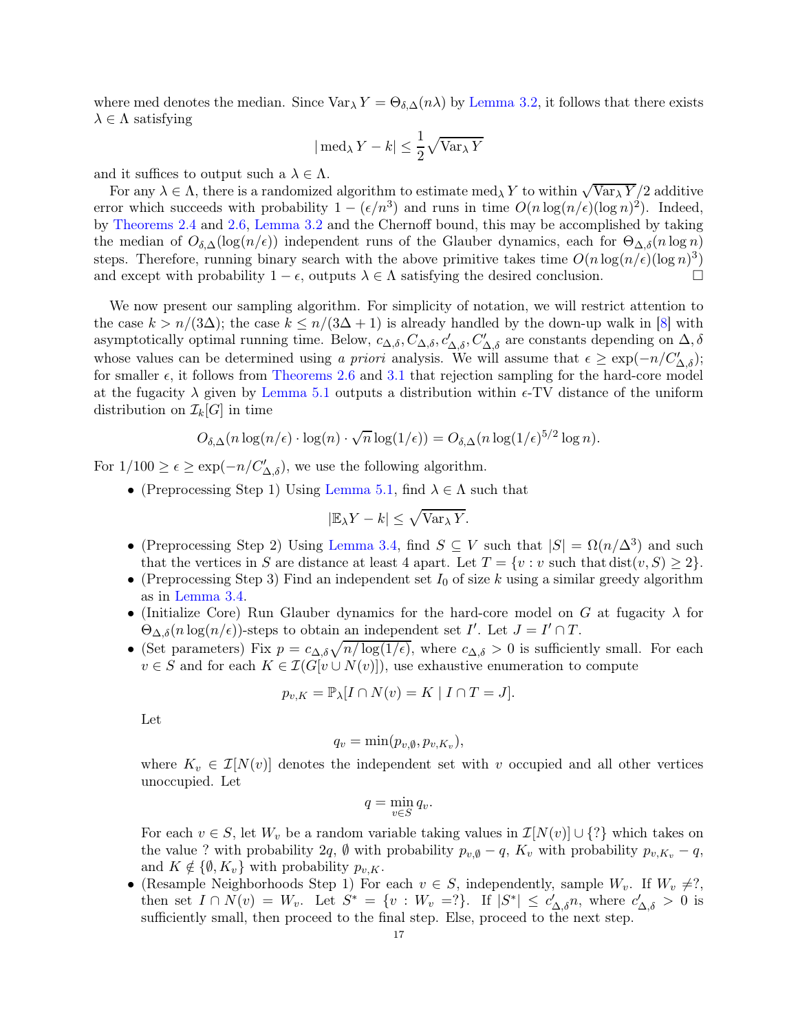where med denotes the median. Since $\mathrm{Var}_\lambda Y = \Theta_{\delta,\Delta}(n\lambda)$ by Lemma 3.2, it follows that there exists $\lambda \in \Lambda$ satisfying

$$|\operatorname{med}_\lambda Y - k| \le \frac{1}{2}\sqrt{\mathrm{Var}_\lambda Y}$$

and it suffices to output such a $\lambda \in \Lambda$.

For any $\lambda \in \Lambda$, there is a randomized algorithm to estimate $\operatorname{med}_\lambda Y$ to within $\sqrt{\mathrm{Var}_\lambda Y}/2$ additive error which succeeds with probability $1 - (\epsilon/n^3)$ and runs in time $O(n \log(n/\epsilon)(\log n)^2)$. Indeed, by Theorems 2.4 and 2.6, Lemma 3.2 and the Chernoff bound, this may be accomplished by taking the median of $O_{\delta,\Delta}(\log(n/\epsilon))$ independent runs of the Glauber dynamics, each for $\Theta_{\Delta,\delta}(n \log n)$ steps. Therefore, running binary search with the above primitive takes time $O(n \log(n/\epsilon)(\log n)^3)$ and except with probability $1 - \epsilon$, outputs $\lambda \in \Lambda$ satisfying the desired conclusion. □

We now present our sampling algorithm. For simplicity of notation, we will restrict attention to the case $k > n/(3\Delta)$; the case $k \le n/(3\Delta + 1)$ is already handled by the down-up walk in [8] with asymptotically optimal running time. Below, $c_{\Delta,\delta}, C_{\Delta,\delta}, c'_{\Delta,\delta}, C'_{\Delta,\delta}$ are constants depending on $\Delta, \delta$ whose values can be determined using *a priori* analysis. We will assume that $\epsilon \ge \exp(-n/C'_{\Delta,\delta})$; for smaller $\epsilon$, it follows from Theorems 2.6 and 3.1 that rejection sampling for the hard-core model at the fugacity $\lambda$ given by Lemma 5.1 outputs a distribution within $\epsilon$-TV distance of the uniform distribution on $\mathcal{I}_k[G]$ in time

$$O_{\delta,\Delta}(n \log(n/\epsilon) \cdot \log(n) \cdot \sqrt{n} \log(1/\epsilon)) = O_{\delta,\Delta}(n \log(1/\epsilon)^{5/2} \log n).$$

For $1/100 \ge \epsilon \ge \exp(-n/C'_{\Delta,\delta})$, we use the following algorithm.

- (Preprocessing Step 1) Using Lemma 5.1, find $\lambda \in \Lambda$ such that
$$|\mathbb{E}_\lambda Y - k| \le \sqrt{\mathrm{Var}_\lambda Y}.$$
- (Preprocessing Step 2) Using Lemma 3.4, find $S \subseteq V$ such that $|S| = \Omega(n/\Delta^3)$ and such that the vertices in $S$ are distance at least 4 apart. Let $T = \{v : v \text{ such that } \operatorname{dist}(v, S) \ge 2\}$.
- (Preprocessing Step 3) Find an independent set $I_0$ of size $k$ using a similar greedy algorithm as in Lemma 3.4.
- (Initialize Core) Run Glauber dynamics for the hard-core model on $G$ at fugacity $\lambda$ for $\Theta_{\Delta,\delta}(n \log(n/\epsilon))$-steps to obtain an independent set $I'$. Let $J = I' \cap T$.
- (Set parameters) Fix $p = c_{\Delta,\delta}\sqrt{n/\log(1/\epsilon)}$, where $c_{\Delta,\delta} > 0$ is sufficiently small. For each $v \in S$ and for each $K \in \mathcal{I}(G[v \cup N(v)])$, use exhaustive enumeration to compute
$$p_{v,K} = \mathbb{P}_\lambda[I \cap N(v) = K \mid I \cap T = J].$$
Let
$$q_v = \min(p_{v,\emptyset}, p_{v,K_v}),$$
where $K_v \in \mathcal{I}[N(v)]$ denotes the independent set with $v$ occupied and all other vertices unoccupied. Let
$$q = \min_{v \in S} q_v.$$
For each $v \in S$, let $W_v$ be a random variable taking values in $\mathcal{I}[N(v)] \cup \{?\}$ which takes on the value ? with probability $2q$, $\emptyset$ with probability $p_{v,\emptyset} - q$, $K_v$ with probability $p_{v,K_v} - q$, and $K \notin \{\emptyset, K_v\}$ with probability $p_{v,K}$.
- (Resample Neighborhoods Step 1) For each $v \in S$, independently, sample $W_v$. If $W_v \ne ?$, then set $I \cap N(v) = W_v$. Let $S^* = \{v : W_v = ?\}$. If $|S^*| \le c'_{\Delta,\delta} n$, where $c'_{\Delta,\delta} > 0$ is sufficiently small, then proceed to the final step. Else, proceed to the next step.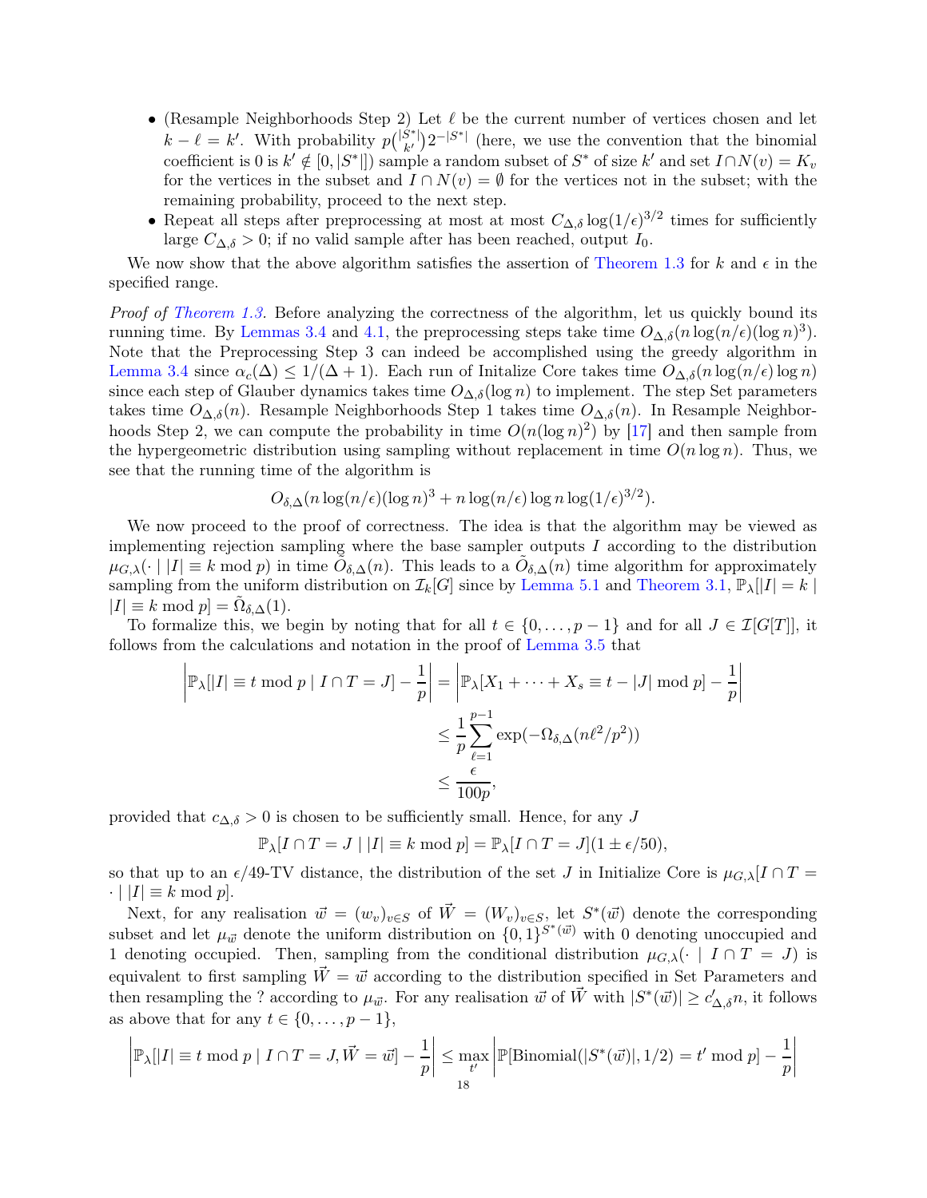- (Resample Neighborhoods Step 2) Let $\ell$ be the current number of vertices chosen and let $k - \ell = k'$. With probability $p\binom{|S^*|}{k'}2^{-|S^*|}$ (here, we use the convention that the binomial coefficient is 0 is $k' \notin [0, |S^*|]$) sample a random subset of $S^*$ of size $k'$ and set $I \cap N(v) = K_v$ for the vertices in the subset and $I \cap N(v) = \emptyset$ for the vertices not in the subset; with the remaining probability, proceed to the next step.
- Repeat all steps after preprocessing at most at most $C_{\Delta,\delta} \log(1/\epsilon)^{3/2}$ times for sufficiently large $C_{\Delta,\delta} > 0$; if no valid sample after has been reached, output $I_0$.

We now show that the above algorithm satisfies the assertion of Theorem 1.3 for $k$ and $\epsilon$ in the specified range.

*Proof of Theorem 1.3.* Before analyzing the correctness of the algorithm, let us quickly bound its running time. By Lemmas 3.4 and 4.1, the preprocessing steps take time $O_{\Delta,\delta}(n \log(n/\epsilon)(\log n)^3)$. Note that the Preprocessing Step 3 can indeed be accomplished using the greedy algorithm in Lemma 3.4 since $\alpha_c(\Delta) \le 1/(\Delta + 1)$. Each run of Initalize Core takes time $O_{\Delta,\delta}(n \log(n/\epsilon) \log n)$ since each step of Glauber dynamics takes time $O_{\Delta,\delta}(\log n)$ to implement. The step Set parameters takes time $O_{\Delta,\delta}(n)$. Resample Neighborhoods Step 1 takes time $O_{\Delta,\delta}(n)$. In Resample Neighborhoods Step 2, we can compute the probability in time $O(n(\log n)^2)$ by [17] and then sample from the hypergeometric distribution using sampling without replacement in time $O(n \log n)$. Thus, we see that the running time of the algorithm is

$$O_{\delta,\Delta}(n \log(n/\epsilon)(\log n)^3 + n \log(n/\epsilon) \log n \log(1/\epsilon)^{3/2}).$$

We now proceed to the proof of correctness. The idea is that the algorithm may be viewed as implementing rejection sampling where the base sampler outputs $I$ according to the distribution $\mu_{G,\lambda}(\cdot \mid |I| \equiv k \bmod p)$ in time $\tilde{O}_{\delta,\Delta}(n)$. This leads to a $\tilde{O}_{\delta,\Delta}(n)$ time algorithm for approximately sampling from the uniform distribution on $\mathcal{I}_k[G]$ since by Lemma 5.1 and Theorem 3.1, $\mathbb{P}_\lambda[|I| = k \mid |I| \equiv k \bmod p] = \tilde{\Omega}_{\delta,\Delta}(1)$.

To formalize this, we begin by noting that for all $t \in \{0, \dots, p-1\}$ and for all $J \in \mathcal{I}[G[T]]$, it follows from the calculations and notation in the proof of Lemma 3.5 that

$$\begin{aligned}\left|\mathbb{P}_\lambda[|I| \equiv t \bmod p \mid I \cap T = J] - \frac{1}{p}\right| &= \left|\mathbb{P}_\lambda[X_1 + \cdots + X_s \equiv t - |J| \bmod p] - \frac{1}{p}\right| \\ &\le \frac{1}{p}\sum_{\ell=1}^{p-1} \exp(-\Omega_{\delta,\Delta}(n\ell^2/p^2)) \\ &\le \frac{\epsilon}{100p},\end{aligned}$$

provided that $c_{\Delta,\delta} > 0$ is chosen to be sufficiently small. Hence, for any $J$

$$\mathbb{P}_\lambda[I \cap T = J \mid |I| \equiv k \bmod p] = \mathbb{P}_\lambda[I \cap T = J](1 \pm \epsilon/50),$$

so that up to an $\epsilon/49$-TV distance, the distribution of the set $J$ in Initialize Core is $\mu_{G,\lambda}[I \cap T = \cdot \mid |I| \equiv k \bmod p]$.

Next, for any realisation $\vec{w} = (w_v)_{v \in S}$ of $\vec{W} = (W_v)_{v \in S}$, let $S^*(\vec{w})$ denote the corresponding subset and let $\mu_{\vec{w}}$ denote the uniform distribution on $\{0,1\}^{S^*(\vec{w})}$ with 0 denoting unoccupied and 1 denoting occupied. Then, sampling from the conditional distribution $\mu_{G,\lambda}(\cdot \mid I \cap T = J)$ is equivalent to first sampling $\vec{W} = \vec{w}$ according to the distribution specified in Set Parameters and then resampling the ? according to $\mu_{\vec{w}}$. For any realisation $\vec{w}$ of $\vec{W}$ with $|S^*(\vec{w})| \ge c'_{\Delta,\delta} n$, it follows as above that for any $t \in \{0, \dots, p-1\}$,

$$\left|\mathbb{P}_\lambda[|I| \equiv t \bmod p \mid I \cap T = J, \vec{W} = \vec{w}] - \frac{1}{p}\right| \le \max_{t'} \left|\mathbb{P}[\text{Binomial}(|S^*(\vec{w})|, 1/2) = t' \bmod p] - \frac{1}{p}\right|$$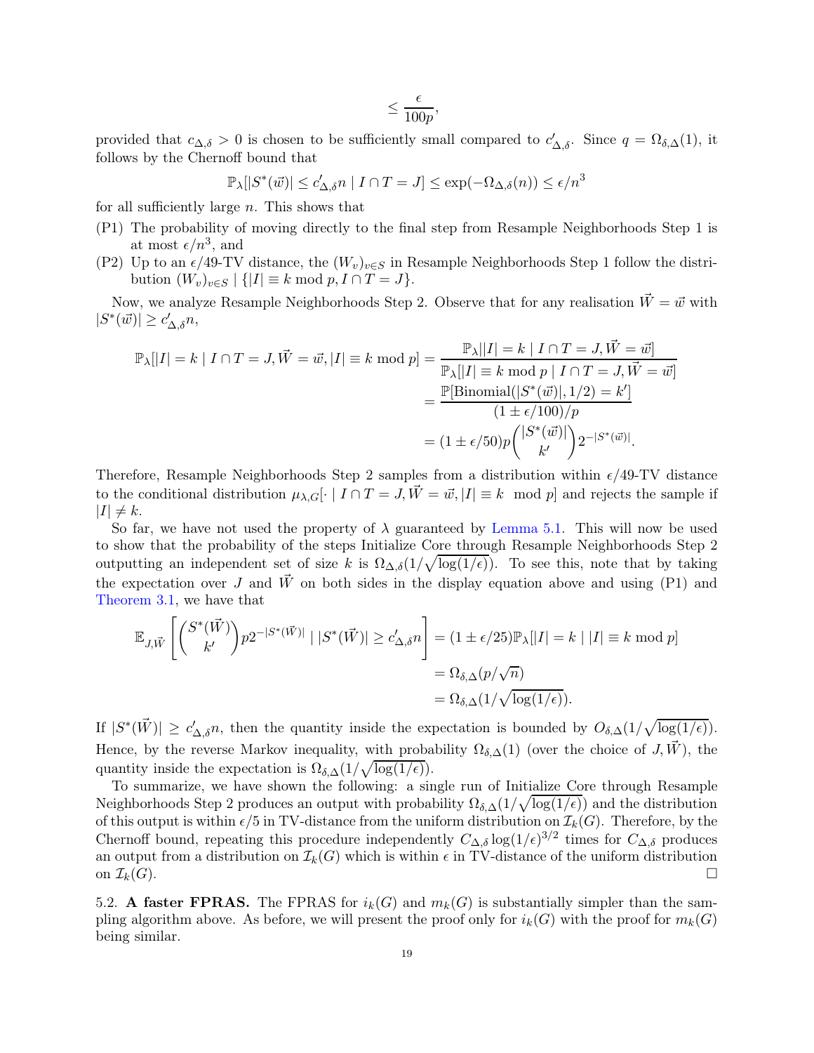$$\leq \frac{\epsilon}{100p},$$

provided that $c_{\Delta,\delta} > 0$ is chosen to be sufficiently small compared to $c'_{\Delta,\delta}$. Since $q = \Omega_{\delta,\Delta}(1)$, it follows by the Chernoff bound that

$$\mathbb{P}_\lambda[|S^*(\vec{w})| \leq c'_{\Delta,\delta} n \mid I \cap T = J] \leq \exp(-\Omega_{\Delta,\delta}(n)) \leq \epsilon/n^3$$

for all sufficiently large $n$. This shows that

(P1) The probability of moving directly to the final step from Resample Neighborhoods Step 1 is at most $\epsilon/n^3$, and

(P2) Up to an $\epsilon/49$-TV distance, the $(W_v)_{v\in S}$ in Resample Neighborhoods Step 1 follow the distribution $(W_v)_{v\in S} \mid \{|I| \equiv k \bmod p, I \cap T = J\}$.

Now, we analyze Resample Neighborhoods Step 2. Observe that for any realisation $\vec{W} = \vec{w}$ with $|S^*(\vec{w})| \geq c'_{\Delta,\delta} n$,

$$\begin{aligned}
\mathbb{P}_\lambda[|I| = k \mid I \cap T = J, \vec{W} = \vec{w}, |I| \equiv k \bmod p] &= \frac{\mathbb{P}_\lambda[|I| = k \mid I \cap T = J, \vec{W} = \vec{w}]}{\mathbb{P}_\lambda[|I| \equiv k \bmod p \mid I \cap T = J, \vec{W} = \vec{w}]} \\
&= \frac{\mathbb{P}[\mathrm{Binomial}(|S^*(\vec{w})|, 1/2) = k']}{(1 \pm \epsilon/100)/p} \\
&= (1 \pm \epsilon/50)p\binom{|S^*(\vec{w})|}{k'}2^{-|S^*(\vec{w})|}.
\end{aligned}$$

Therefore, Resample Neighborhoods Step 2 samples from a distribution within $\epsilon/49$-TV distance to the conditional distribution $\mu_{\lambda,G}[\cdot \mid I \cap T = J, \vec{W} = \vec{w}, |I| \equiv k \mod p]$ and rejects the sample if $|I| \neq k$.

So far, we have not used the property of $\lambda$ guaranteed by Lemma 5.1. This will now be used to show that the probability of the steps Initialize Core through Resample Neighborhoods Step 2 outputting an independent set of size $k$ is $\Omega_{\Delta,\delta}(1/\sqrt{\log(1/\epsilon)})$. To see this, note that by taking the expectation over $J$ and $\vec{W}$ on both sides in the display equation above and using (P1) and Theorem 3.1, we have that

$$\begin{aligned}
\mathbb{E}_{J,\vec{W}}\left[\binom{S^*(\vec{W})}{k'}p2^{-|S^*(\vec{W})|} \mid |S^*(\vec{W})| \geq c'_{\Delta,\delta} n\right] &= (1 \pm \epsilon/25)\mathbb{P}_\lambda[|I| = k \mid |I| \equiv k \bmod p] \\
&= \Omega_{\delta,\Delta}(p/\sqrt{n}) \\
&= \Omega_{\delta,\Delta}(1/\sqrt{\log(1/\epsilon)}).
\end{aligned}$$

If $|S^*(\vec{W})| \geq c'_{\Delta,\delta} n$, then the quantity inside the expectation is bounded by $O_{\delta,\Delta}(1/\sqrt{\log(1/\epsilon)})$. Hence, by the reverse Markov inequality, with probability $\Omega_{\delta,\Delta}(1)$ (over the choice of $J, \vec{W}$), the quantity inside the expectation is $\Omega_{\delta,\Delta}(1/\sqrt{\log(1/\epsilon)})$.

To summarize, we have shown the following: a single run of Initialize Core through Resample Neighborhoods Step 2 produces an output with probability $\Omega_{\delta,\Delta}(1/\sqrt{\log(1/\epsilon)})$ and the distribution of this output is within $\epsilon/5$ in TV-distance from the uniform distribution on $\mathcal{I}_k(G)$. Therefore, by the Chernoff bound, repeating this procedure independently $C_{\Delta,\delta}\log(1/\epsilon)^{3/2}$ times for $C_{\Delta,\delta}$ produces an output from a distribution on $\mathcal{I}_k(G)$ which is within $\epsilon$ in TV-distance of the uniform distribution on $\mathcal{I}_k(G)$. $\square$

5.2. **A faster FPRAS.** The FPRAS for $i_k(G)$ and $m_k(G)$ is substantially simpler than the sampling algorithm above. As before, we will present the proof only for $i_k(G)$ with the proof for $m_k(G)$ being similar.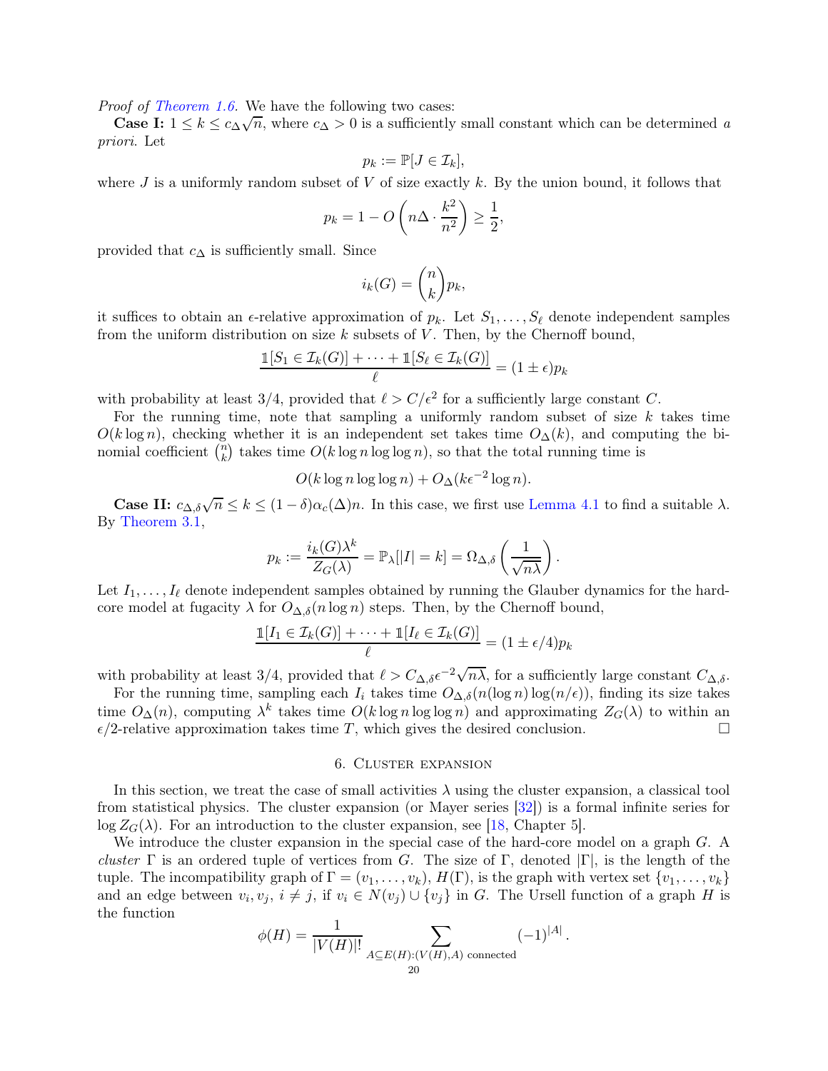*Proof of Theorem 1.6.* We have the following two cases:

**Case I:** $1 \le k \le c_\Delta \sqrt{n}$, where $c_\Delta > 0$ is a sufficiently small constant which can be determined *a priori*. Let

$$p_k := \mathbb{P}[J \in \mathcal{I}_k],$$

where $J$ is a uniformly random subset of $V$ of size exactly $k$. By the union bound, it follows that

$$p_k = 1 - O\left(n\Delta \cdot \frac{k^2}{n^2}\right) \ge \frac{1}{2},$$

provided that $c_\Delta$ is sufficiently small. Since

$$i_k(G) = \binom{n}{k} p_k,$$

it suffices to obtain an $\epsilon$-relative approximation of $p_k$. Let $S_1, \dots, S_\ell$ denote independent samples from the uniform distribution on size $k$ subsets of $V$. Then, by the Chernoff bound,

$$\frac{\mathbb{1}[S_1 \in \mathcal{I}_k(G)] + \dots + \mathbb{1}[S_\ell \in \mathcal{I}_k(G)]}{\ell} = (1 \pm \epsilon) p_k$$

with probability at least $3/4$, provided that $\ell > C/\epsilon^2$ for a sufficiently large constant $C$.

For the running time, note that sampling a uniformly random subset of size $k$ takes time $O(k \log n)$, checking whether it is an independent set takes time $O_\Delta(k)$, and computing the binomial coefficient $\binom{n}{k}$ takes time $O(k \log n \log \log n)$, so that the total running time is

$$O(k \log n \log \log n) + O_\Delta(k\epsilon^{-2} \log n).$$

**Case II:** $c_{\Delta,\delta}\sqrt{n} \le k \le (1-\delta)\alpha_c(\Delta) n$. In this case, we first use Lemma 4.1 to find a suitable $\lambda$. By Theorem 3.1,

$$p_k := \frac{i_k(G)\lambda^k}{Z_G(\lambda)} = \mathbb{P}_\lambda[|I| = k] = \Omega_{\Delta,\delta}\left(\frac{1}{\sqrt{n\lambda}}\right).$$

Let $I_1, \dots, I_\ell$ denote independent samples obtained by running the Glauber dynamics for the hard-core model at fugacity $\lambda$ for $O_{\Delta,\delta}(n \log n)$ steps. Then, by the Chernoff bound,

$$\frac{\mathbb{1}[I_1 \in \mathcal{I}_k(G)] + \dots + \mathbb{1}[I_\ell \in \mathcal{I}_k(G)]}{\ell} = (1 \pm \epsilon/4) p_k$$

with probability at least $3/4$, provided that $\ell > C_{\Delta,\delta}\epsilon^{-2}\sqrt{n\lambda}$, for a sufficiently large constant $C_{\Delta,\delta}$.

For the running time, sampling each $I_i$ takes time $O_{\Delta,\delta}(n(\log n)\log(n/\epsilon))$, finding its size takes time $O_\Delta(n)$, computing $\lambda^k$ takes time $O(k \log n \log \log n)$ and approximating $Z_G(\lambda)$ to within an $\epsilon/2$-relative approximation takes time $T$, which gives the desired conclusion. □

## 6. Cluster expansion

In this section, we treat the case of small activities $\lambda$ using the cluster expansion, a classical tool from statistical physics. The cluster expansion (or Mayer series [32]) is a formal infinite series for $\log Z_G(\lambda)$. For an introduction to the cluster expansion, see [18, Chapter 5].

We introduce the cluster expansion in the special case of the hard-core model on a graph $G$. A *cluster* $\Gamma$ is an ordered tuple of vertices from $G$. The size of $\Gamma$, denoted $|\Gamma|$, is the length of the tuple. The incompatibility graph of $\Gamma = (v_1, \dots, v_k)$, $H(\Gamma)$, is the graph with vertex set $\{v_1, \dots, v_k\}$ and an edge between $v_i, v_j$, $i \neq j$, if $v_i \in N(v_j) \cup \{v_j\}$ in $G$. The Ursell function of a graph $H$ is the function

$$\phi(H) = \frac{1}{|V(H)|!} \sum_{A \subseteq E(H) : (V(H), A) \text{ connected}} (-1)^{|A|}.$$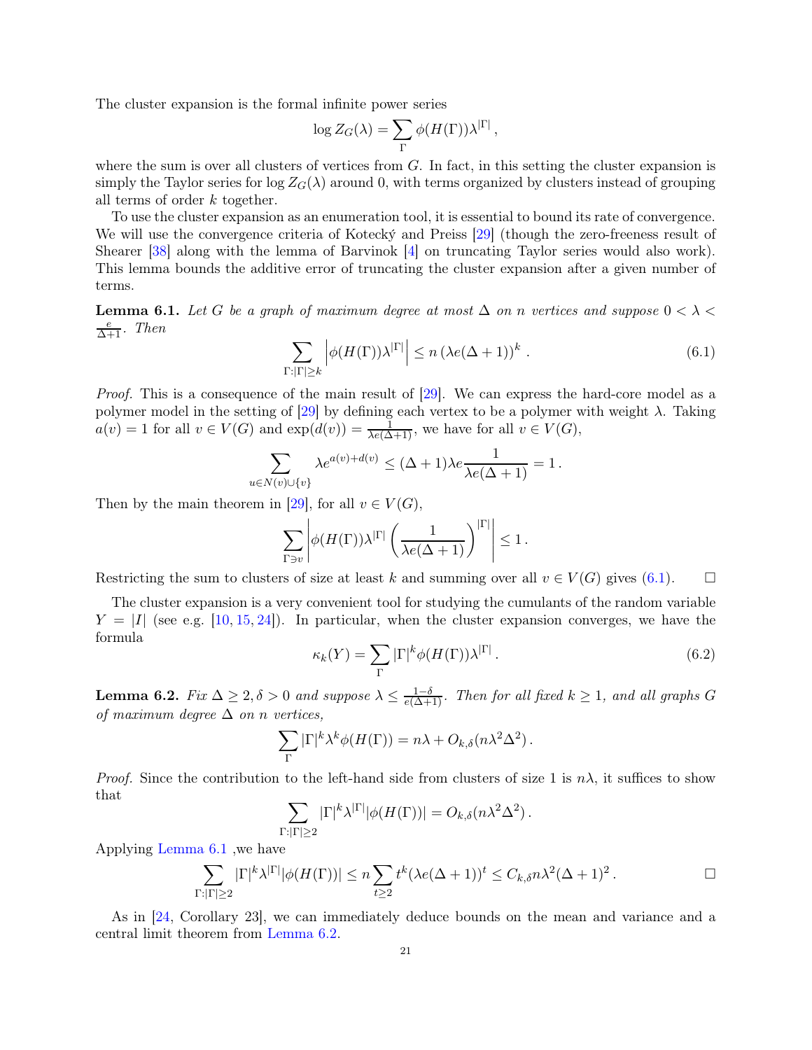The cluster expansion is the formal infinite power series

$$\log Z_G(\lambda) = \sum_{\Gamma} \phi(H(\Gamma))\lambda^{|\Gamma|}\,,$$

where the sum is over all clusters of vertices from $G$. In fact, in this setting the cluster expansion is simply the Taylor series for $\log Z_G(\lambda)$ around 0, with terms organized by clusters instead of grouping all terms of order $k$ together.

To use the cluster expansion as an enumeration tool, it is essential to bound its rate of convergence. We will use the convergence criteria of Kotecký and Preiss [29] (though the zero-freeness result of Shearer [38] along with the lemma of Barvinok [4] on truncating Taylor series would also work). This lemma bounds the additive error of truncating the cluster expansion after a given number of terms.

**Lemma 6.1.** *Let $G$ be a graph of maximum degree at most $\Delta$ on $n$ vertices and suppose $0 < \lambda < \frac{e}{\Delta+1}$. Then*

$$\sum_{\Gamma : |\Gamma| \geq k} \left| \phi(H(\Gamma))\lambda^{|\Gamma|} \right| \leq n\left(\lambda e(\Delta+1)\right)^k\,. \tag{6.1}$$

*Proof.* This is a consequence of the main result of [29]. We can express the hard-core model as a polymer model in the setting of [29] by defining each vertex to be a polymer with weight $\lambda$. Taking $a(v) = 1$ for all $v \in V(G)$ and $\exp(d(v)) = \frac{1}{\lambda e(\Delta+1)}$, we have for all $v \in V(G)$,

$$\sum_{u \in N(v)\cup\{v\}} \lambda e^{a(v)+d(v)} \leq (\Delta+1)\lambda e \frac{1}{\lambda e(\Delta+1)} = 1\,.$$

Then by the main theorem in [29], for all $v \in V(G)$,

$$\sum_{\Gamma \ni v} \left| \phi(H(\Gamma))\lambda^{|\Gamma|} \left(\frac{1}{\lambda e(\Delta+1)}\right)^{|\Gamma|} \right| \leq 1\,.$$

Restricting the sum to clusters of size at least $k$ and summing over all $v \in V(G)$ gives (6.1). $\square$

The cluster expansion is a very convenient tool for studying the cumulants of the random variable $Y = |I|$ (see e.g. [10, 15, 24]). In particular, when the cluster expansion converges, we have the formula

$$\kappa_k(Y) = \sum_{\Gamma} |\Gamma|^k \phi(H(\Gamma))\lambda^{|\Gamma|}\,. \tag{6.2}$$

**Lemma 6.2.** *Fix $\Delta \geq 2, \delta > 0$ and suppose $\lambda \leq \frac{1-\delta}{e(\Delta+1)}$. Then for all fixed $k \geq 1$, and all graphs $G$ of maximum degree $\Delta$ on $n$ vertices,*

$$\sum_{\Gamma} |\Gamma|^k \lambda^k \phi(H(\Gamma)) = n\lambda + O_{k,\delta}(n\lambda^2\Delta^2)\,.$$

*Proof.* Since the contribution to the left-hand side from clusters of size 1 is $n\lambda$, it suffices to show that

$$\sum_{\Gamma : |\Gamma| \geq 2} |\Gamma|^k \lambda^{|\Gamma|} |\phi(H(\Gamma))| = O_{k,\delta}(n\lambda^2\Delta^2)\,.$$

Applying Lemma 6.1 ,we have

$$\sum_{\Gamma : |\Gamma| \geq 2} |\Gamma|^k \lambda^{|\Gamma|} |\phi(H(\Gamma))| \leq n \sum_{t \geq 2} t^k (\lambda e(\Delta+1))^t \leq C_{k,\delta} n\lambda^2(\Delta+1)^2\,.$$

$\square$

As in [24, Corollary 23], we can immediately deduce bounds on the mean and variance and a central limit theorem from Lemma 6.2.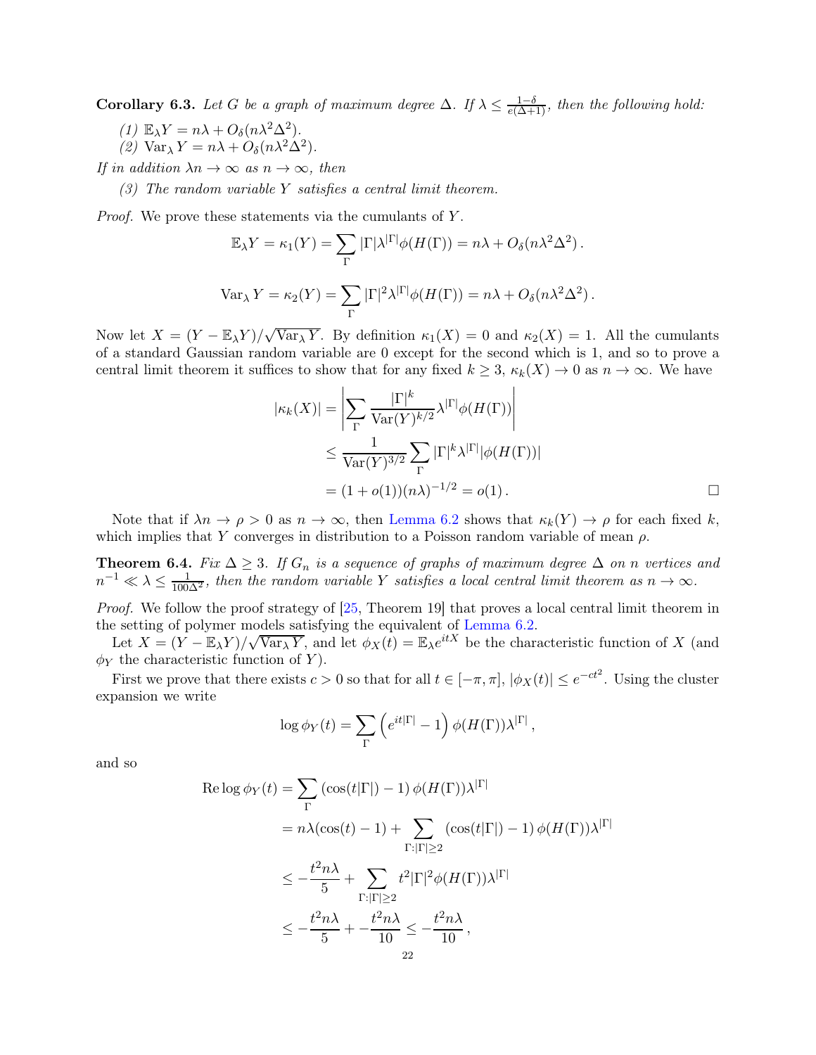**Corollary 6.3.** *Let $G$ be a graph of maximum degree $\Delta$. If $\lambda \le \frac{1-\delta}{e(\Delta+1)}$, then the following hold:*

*(1) $\mathbb{E}_\lambda Y = n\lambda + O_\delta(n\lambda^2\Delta^2)$.*
*(2) $\operatorname{Var}_\lambda Y = n\lambda + O_\delta(n\lambda^2\Delta^2)$.*

*If in addition $\lambda n \to \infty$ as $n \to \infty$, then*

*(3) The random variable $Y$ satisfies a central limit theorem.*

*Proof.* We prove these statements via the cumulants of $Y$.

$$\mathbb{E}_\lambda Y = \kappa_1(Y) = \sum_\Gamma |\Gamma| \lambda^{|\Gamma|}\phi(H(\Gamma)) = n\lambda + O_\delta(n\lambda^2\Delta^2)\,.$$

$$\operatorname{Var}_\lambda Y = \kappa_2(Y) = \sum_\Gamma |\Gamma|^2 \lambda^{|\Gamma|}\phi(H(\Gamma)) = n\lambda + O_\delta(n\lambda^2\Delta^2)\,.$$

Now let $X = (Y - \mathbb{E}_\lambda Y)/\sqrt{\operatorname{Var}_\lambda Y}$. By definition $\kappa_1(X) = 0$ and $\kappa_2(X) = 1$. All the cumulants of a standard Gaussian random variable are 0 except for the second which is 1, and so to prove a central limit theorem it suffices to show that for any fixed $k \ge 3$, $\kappa_k(X) \to 0$ as $n \to \infty$. We have

$$\begin{aligned}
|\kappa_k(X)| &= \left| \sum_\Gamma \frac{|\Gamma|^k}{\operatorname{Var}(Y)^{k/2}} \lambda^{|\Gamma|}\phi(H(\Gamma)) \right| \\
&\le \frac{1}{\operatorname{Var}(Y)^{3/2}} \sum_\Gamma |\Gamma|^k \lambda^{|\Gamma|} |\phi(H(\Gamma))| \\
&= (1+o(1))(n\lambda)^{-1/2} = o(1)\,.
\end{aligned}$$

□

Note that if $\lambda n \to \rho > 0$ as $n \to \infty$, then Lemma 6.2 shows that $\kappa_k(Y) \to \rho$ for each fixed $k$, which implies that $Y$ converges in distribution to a Poisson random variable of mean $\rho$.

**Theorem 6.4.** *Fix $\Delta \ge 3$. If $G_n$ is a sequence of graphs of maximum degree $\Delta$ on $n$ vertices and $n^{-1} \ll \lambda \le \frac{1}{100\Delta^2}$, then the random variable $Y$ satisfies a local central limit theorem as $n \to \infty$.*

*Proof.* We follow the proof strategy of [25, Theorem 19] that proves a local central limit theorem in the setting of polymer models satisfying the equivalent of Lemma 6.2.

Let $X = (Y - \mathbb{E}_\lambda Y)/\sqrt{\operatorname{Var}_\lambda Y}$, and let $\phi_X(t) = \mathbb{E}_\lambda e^{itX}$ be the characteristic function of $X$ (and $\phi_Y$ the characteristic function of $Y$).

First we prove that there exists $c > 0$ so that for all $t \in [-\pi, \pi]$, $|\phi_X(t)| \le e^{-ct^2}$. Using the cluster expansion we write

$$\log \phi_Y(t) = \sum_\Gamma \left(e^{it|\Gamma|} - 1\right) \phi(H(\Gamma))\lambda^{|\Gamma|}\,,$$

and so

$$\begin{aligned}
\operatorname{Re} \log \phi_Y(t) &= \sum_\Gamma \left(\cos(t|\Gamma|) - 1\right) \phi(H(\Gamma))\lambda^{|\Gamma|} \\
&= n\lambda(\cos(t) - 1) + \sum_{\Gamma : |\Gamma| \ge 2} \left(\cos(t|\Gamma|) - 1\right) \phi(H(\Gamma))\lambda^{|\Gamma|} \\
&\le -\frac{t^2 n\lambda}{5} + \sum_{\Gamma : |\Gamma| \ge 2} t^2 |\Gamma|^2 \phi(H(\Gamma))\lambda^{|\Gamma|} \\
&\le -\frac{t^2 n\lambda}{5} + -\frac{t^2 n\lambda}{10} \le -\frac{t^2 n\lambda}{10}\,,
\end{aligned}$$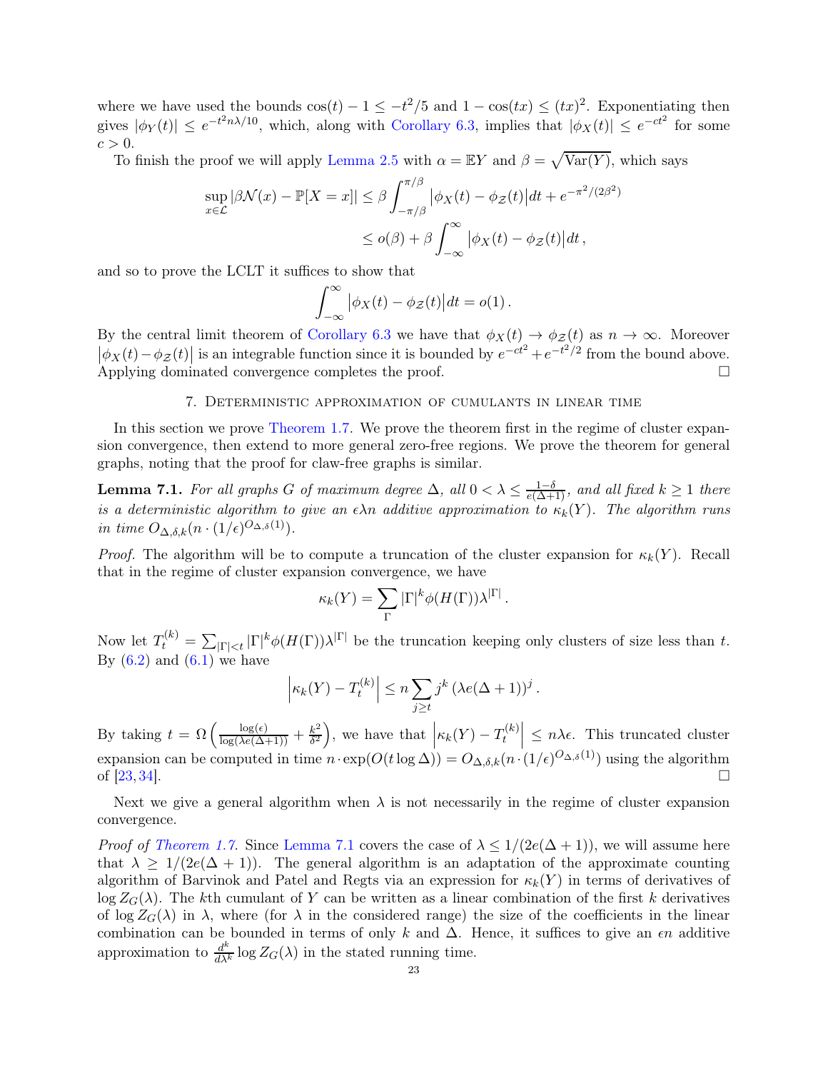where we have used the bounds $\cos(t) - 1 \le -t^2/5$ and $1 - \cos(tx) \le (tx)^2$. Exponentiating then gives $|\phi_Y(t)| \le e^{-t^2 n\lambda/10}$, which, along with Corollary 6.3, implies that $|\phi_X(t)| \le e^{-ct^2}$ for some $c > 0$.

To finish the proof we will apply Lemma 2.5 with $\alpha = \mathbb{E}Y$ and $\beta = \sqrt{\mathrm{Var}(Y)}$, which says

$$\sup_{x \in \mathcal{L}} |\beta \mathcal{N}(x) - \mathbb{P}[X = x]| \le \beta \int_{-\pi/\beta}^{\pi/\beta} \left|\phi_X(t) - \phi_{\mathcal{Z}}(t)\right| dt + e^{-\pi^2/(2\beta^2)}$$
$$\le o(\beta) + \beta \int_{-\infty}^{\infty} \left|\phi_X(t) - \phi_{\mathcal{Z}}(t)\right| dt \,,$$

and so to prove the LCLT it suffices to show that

$$\int_{-\infty}^{\infty} \left|\phi_X(t) - \phi_{\mathcal{Z}}(t)\right| dt = o(1) \,.$$

By the central limit theorem of Corollary 6.3 we have that $\phi_X(t) \to \phi_{\mathcal{Z}}(t)$ as $n \to \infty$. Moreover $\left|\phi_X(t) - \phi_{\mathcal{Z}}(t)\right|$ is an integrable function since it is bounded by $e^{-ct^2} + e^{-t^2/2}$ from the bound above. Applying dominated convergence completes the proof. ∎

## 7. Deterministic approximation of cumulants in linear time

In this section we prove Theorem 1.7. We prove the theorem first in the regime of cluster expansion convergence, then extend to more general zero-free regions. We prove the theorem for general graphs, noting that the proof for claw-free graphs is similar.

**Lemma 7.1.** *For all graphs $G$ of maximum degree $\Delta$, all $0 < \lambda \le \frac{1-\delta}{e(\Delta+1)}$, and all fixed $k \ge 1$ there is a deterministic algorithm to give an $\epsilon\lambda n$ additive approximation to $\kappa_k(Y)$. The algorithm runs in time $O_{\Delta,\delta,k}(n \cdot (1/\epsilon)^{O_{\Delta,\delta}(1)})$.*

*Proof.* The algorithm will be to compute a truncation of the cluster expansion for $\kappa_k(Y)$. Recall that in the regime of cluster expansion convergence, we have

$$\kappa_k(Y) = \sum_{\Gamma} |\Gamma|^k \phi(H(\Gamma)) \lambda^{|\Gamma|} \,.$$

Now let $T_t^{(k)} = \sum_{|\Gamma| < t} |\Gamma|^k \phi(H(\Gamma)) \lambda^{|\Gamma|}$ be the truncation keeping only clusters of size less than $t$. By (6.2) and (6.1) we have

$$\left|\kappa_k(Y) - T_t^{(k)}\right| \le n \sum_{j \ge t} j^k \left(\lambda e(\Delta+1)\right)^j \,.$$

By taking $t = \Omega\left(\frac{\log(\epsilon)}{\log(\lambda e(\Delta+1))} + \frac{k^2}{\delta^2}\right)$, we have that $\left|\kappa_k(Y) - T_t^{(k)}\right| \le n\lambda\epsilon$. This truncated cluster expansion can be computed in time $n \cdot \exp(O(t \log \Delta)) = O_{\Delta,\delta,k}(n \cdot (1/\epsilon)^{O_{\Delta,\delta}(1)})$ using the algorithm of [23, 34]. ∎

Next we give a general algorithm when $\lambda$ is not necessarily in the regime of cluster expansion convergence.

*Proof of Theorem 1.7.* Since Lemma 7.1 covers the case of $\lambda \le 1/(2e(\Delta+1))$, we will assume here that $\lambda \ge 1/(2e(\Delta+1))$. The general algorithm is an adaptation of the approximate counting algorithm of Barvinok and Patel and Regts via an expression for $\kappa_k(Y)$ in terms of derivatives of $\log Z_G(\lambda)$. The $k$th cumulant of $Y$ can be written as a linear combination of the first $k$ derivatives of $\log Z_G(\lambda)$ in $\lambda$, where (for $\lambda$ in the considered range) the size of the coefficients in the linear combination can be bounded in terms of only $k$ and $\Delta$. Hence, it suffices to give an $\epsilon n$ additive approximation to $\frac{d^k}{d\lambda^k} \log Z_G(\lambda)$ in the stated running time.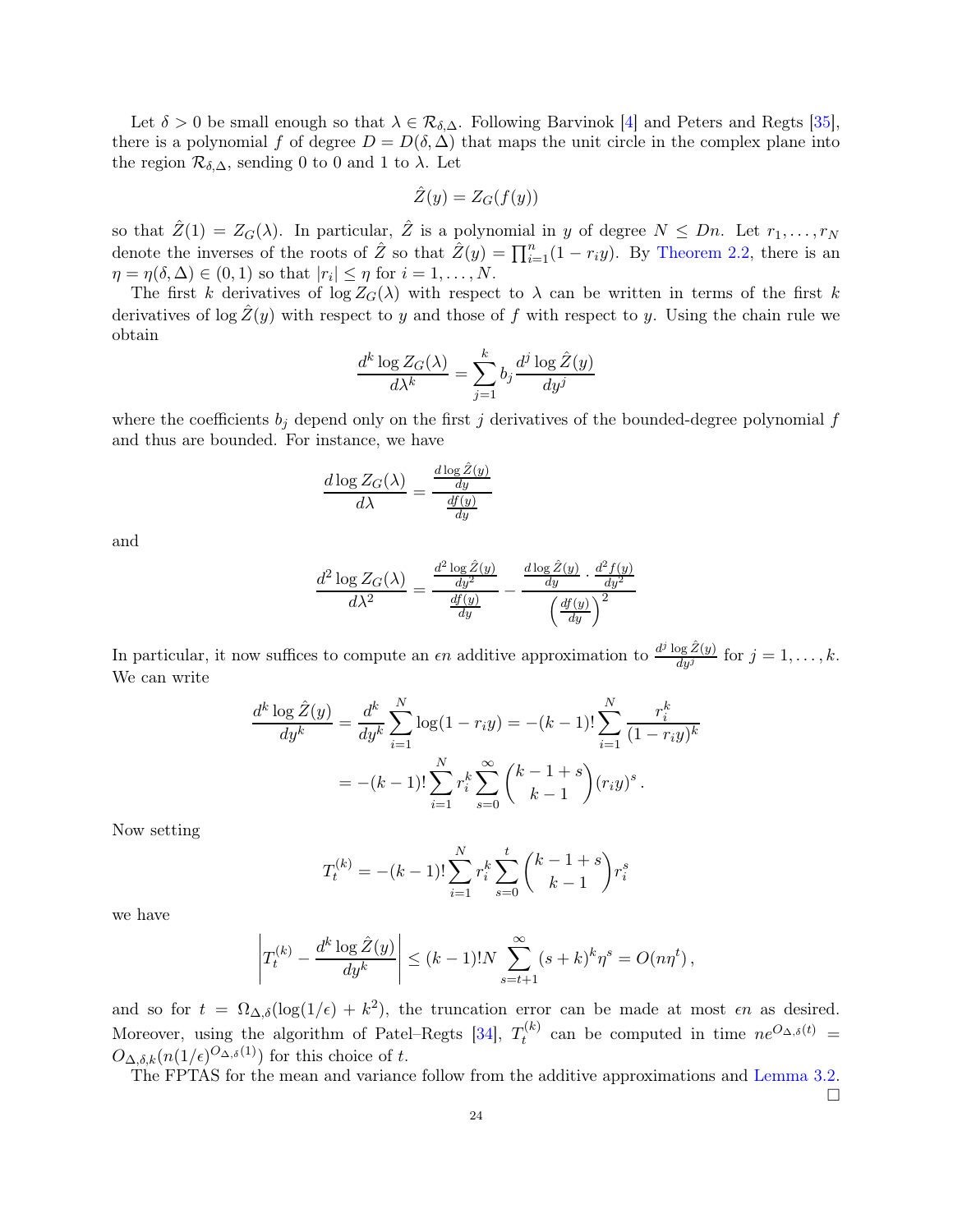Let $\delta > 0$ be small enough so that $\lambda \in \mathcal{R}_{\delta,\Delta}$. Following Barvinok [4] and Peters and Regts [35], there is a polynomial $f$ of degree $D = D(\delta, \Delta)$ that maps the unit circle in the complex plane into the region $\mathcal{R}_{\delta,\Delta}$, sending 0 to 0 and 1 to $\lambda$. Let

$$\hat{Z}(y) = Z_G(f(y))$$

so that $\hat{Z}(1) = Z_G(\lambda)$. In particular, $\hat{Z}$ is a polynomial in $y$ of degree $N \leq Dn$. Let $r_1, \ldots, r_N$ denote the inverses of the roots of $\hat{Z}$ so that $\hat{Z}(y) = \prod_{i=1}^{n}(1 - r_i y)$. By Theorem 2.2, there is an $\eta = \eta(\delta, \Delta) \in (0, 1)$ so that $|r_i| \leq \eta$ for $i = 1, \ldots, N$.

The first $k$ derivatives of $\log Z_G(\lambda)$ with respect to $\lambda$ can be written in terms of the first $k$ derivatives of $\log \hat{Z}(y)$ with respect to $y$ and those of $f$ with respect to $y$. Using the chain rule we obtain

$$\frac{d^k \log Z_G(\lambda)}{d\lambda^k} = \sum_{j=1}^{k} b_j \frac{d^j \log \hat{Z}(y)}{dy^j}$$

where the coefficients $b_j$ depend only on the first $j$ derivatives of the bounded-degree polynomial $f$ and thus are bounded. For instance, we have

$$\frac{d \log Z_G(\lambda)}{d\lambda} = \frac{\frac{d \log \hat{Z}(y)}{dy}}{\frac{df(y)}{dy}}$$

and

$$\frac{d^2 \log Z_G(\lambda)}{d\lambda^2} = \frac{\frac{d^2 \log \hat{Z}(y)}{dy^2}}{\frac{df(y)}{dy}} - \frac{\frac{d \log \hat{Z}(y)}{dy} \cdot \frac{d^2 f(y)}{dy^2}}{\left(\frac{df(y)}{dy}\right)^2}$$

In particular, it now suffices to compute an $\epsilon n$ additive approximation to $\frac{d^j \log \hat{Z}(y)}{dy^j}$ for $j = 1, \ldots, k$. We can write

$$\begin{aligned}
\frac{d^k \log \hat{Z}(y)}{dy^k} &= \frac{d^k}{dy^k} \sum_{i=1}^{N} \log(1 - r_i y) = -(k-1)! \sum_{i=1}^{N} \frac{r_i^k}{(1 - r_i y)^k} \\
&= -(k-1)! \sum_{i=1}^{N} r_i^k \sum_{s=0}^{\infty} \binom{k-1+s}{k-1} (r_i y)^s .
\end{aligned}$$

Now setting

$$T_t^{(k)} = -(k-1)! \sum_{i=1}^{N} r_i^k \sum_{s=0}^{t} \binom{k-1+s}{k-1} r_i^s$$

we have

$$\left| T_t^{(k)} - \frac{d^k \log \hat{Z}(y)}{dy^k} \right| \leq (k-1)! N \sum_{s=t+1}^{\infty} (s+k)^k \eta^s = O(n\eta^t) ,$$

and so for $t = \Omega_{\Delta,\delta}(\log(1/\epsilon) + k^2)$, the truncation error can be made at most $\epsilon n$ as desired. Moreover, using the algorithm of Patel–Regts [34], $T_t^{(k)}$ can be computed in time $ne^{O_{\Delta,\delta}(t)} = O_{\Delta,\delta,k}(n(1/\epsilon)^{O_{\Delta,\delta}(1)})$ for this choice of $t$.

The FPTAS for the mean and variance follow from the additive approximations and Lemma 3.2. □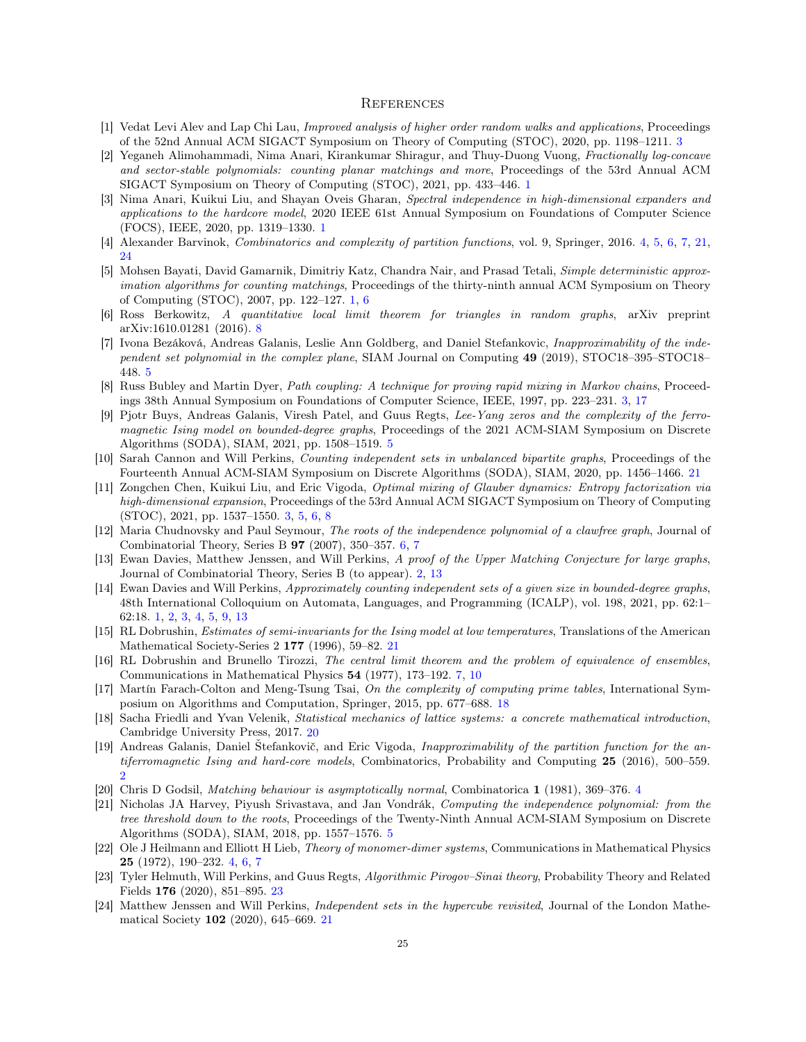# References

[1] Vedat Levi Alev and Lap Chi Lau, *Improved analysis of higher order random walks and applications*, Proceedings of the 52nd Annual ACM SIGACT Symposium on Theory of Computing (STOC), 2020, pp. 1198–1211. 3

[2] Yeganeh Alimohammadi, Nima Anari, Kirankumar Shiragur, and Thuy-Duong Vuong, *Fractionally log-concave and sector-stable polynomials: counting planar matchings and more*, Proceedings of the 53rd Annual ACM SIGACT Symposium on Theory of Computing (STOC), 2021, pp. 433–446. 1

[3] Nima Anari, Kuikui Liu, and Shayan Oveis Gharan, *Spectral independence in high-dimensional expanders and applications to the hardcore model*, 2020 IEEE 61st Annual Symposium on Foundations of Computer Science (FOCS), IEEE, 2020, pp. 1319–1330. 1

[4] Alexander Barvinok, *Combinatorics and complexity of partition functions*, vol. 9, Springer, 2016. 4, 5, 6, 7, 21, 24

[5] Mohsen Bayati, David Gamarnik, Dimitriy Katz, Chandra Nair, and Prasad Tetali, *Simple deterministic approximation algorithms for counting matchings*, Proceedings of the thirty-ninth annual ACM Symposium on Theory of Computing (STOC), 2007, pp. 122–127. 1, 6

[6] Ross Berkowitz, *A quantitative local limit theorem for triangles in random graphs*, arXiv preprint arXiv:1610.01281 (2016). 8

[7] Ivona Bezáková, Andreas Galanis, Leslie Ann Goldberg, and Daniel Stefankovic, *Inapproximability of the independent set polynomial in the complex plane*, SIAM Journal on Computing **49** (2019), STOC18–395–STOC18–448. 5

[8] Russ Bubley and Martin Dyer, *Path coupling: A technique for proving rapid mixing in Markov chains*, Proceedings 38th Annual Symposium on Foundations of Computer Science, IEEE, 1997, pp. 223–231. 3, 17

[9] Pjotr Buys, Andreas Galanis, Viresh Patel, and Guus Regts, *Lee-Yang zeros and the complexity of the ferromagnetic Ising model on bounded-degree graphs*, Proceedings of the 2021 ACM-SIAM Symposium on Discrete Algorithms (SODA), SIAM, 2021, pp. 1508–1519. 5

[10] Sarah Cannon and Will Perkins, *Counting independent sets in unbalanced bipartite graphs*, Proceedings of the Fourteenth Annual ACM-SIAM Symposium on Discrete Algorithms (SODA), SIAM, 2020, pp. 1456–1466. 21

[11] Zongchen Chen, Kuikui Liu, and Eric Vigoda, *Optimal mixing of Glauber dynamics: Entropy factorization via high-dimensional expansion*, Proceedings of the 53rd Annual ACM SIGACT Symposium on Theory of Computing (STOC), 2021, pp. 1537–1550. 3, 5, 6, 8

[12] Maria Chudnovsky and Paul Seymour, *The roots of the independence polynomial of a clawfree graph*, Journal of Combinatorial Theory, Series B **97** (2007), 350–357. 6, 7

[13] Ewan Davies, Matthew Jenssen, and Will Perkins, *A proof of the Upper Matching Conjecture for large graphs*, Journal of Combinatorial Theory, Series B (to appear). 2, 13

[14] Ewan Davies and Will Perkins, *Approximately counting independent sets of a given size in bounded-degree graphs*, 48th International Colloquium on Automata, Languages, and Programming (ICALP), vol. 198, 2021, pp. 62:1–62:18. 1, 2, 3, 4, 5, 9, 13

[15] RL Dobrushin, *Estimates of semi-invariants for the Ising model at low temperatures*, Translations of the American Mathematical Society-Series 2 **177** (1996), 59–82. 21

[16] RL Dobrushin and Brunello Tirozzi, *The central limit theorem and the problem of equivalence of ensembles*, Communications in Mathematical Physics **54** (1977), 173–192. 7, 10

[17] Martín Farach-Colton and Meng-Tsung Tsai, *On the complexity of computing prime tables*, International Symposium on Algorithms and Computation, Springer, 2015, pp. 677–688. 18

[18] Sacha Friedli and Yvan Velenik, *Statistical mechanics of lattice systems: a concrete mathematical introduction*, Cambridge University Press, 2017. 20

[19] Andreas Galanis, Daniel Štefankovič, and Eric Vigoda, *Inapproximability of the partition function for the antiferromagnetic Ising and hard-core models*, Combinatorics, Probability and Computing **25** (2016), 500–559. 2

[20] Chris D Godsil, *Matching behaviour is asymptotically normal*, Combinatorica **1** (1981), 369–376. 4

[21] Nicholas JA Harvey, Piyush Srivastava, and Jan Vondrák, *Computing the independence polynomial: from the tree threshold down to the roots*, Proceedings of the Twenty-Ninth Annual ACM-SIAM Symposium on Discrete Algorithms (SODA), SIAM, 2018, pp. 1557–1576. 5

[22] Ole J Heilmann and Elliott H Lieb, *Theory of monomer-dimer systems*, Communications in Mathematical Physics **25** (1972), 190–232. 4, 6, 7

[23] Tyler Helmuth, Will Perkins, and Guus Regts, *Algorithmic Pirogov–Sinai theory*, Probability Theory and Related Fields **176** (2020), 851–895. 23

[24] Matthew Jenssen and Will Perkins, *Independent sets in the hypercube revisited*, Journal of the London Mathematical Society **102** (2020), 645–669. 21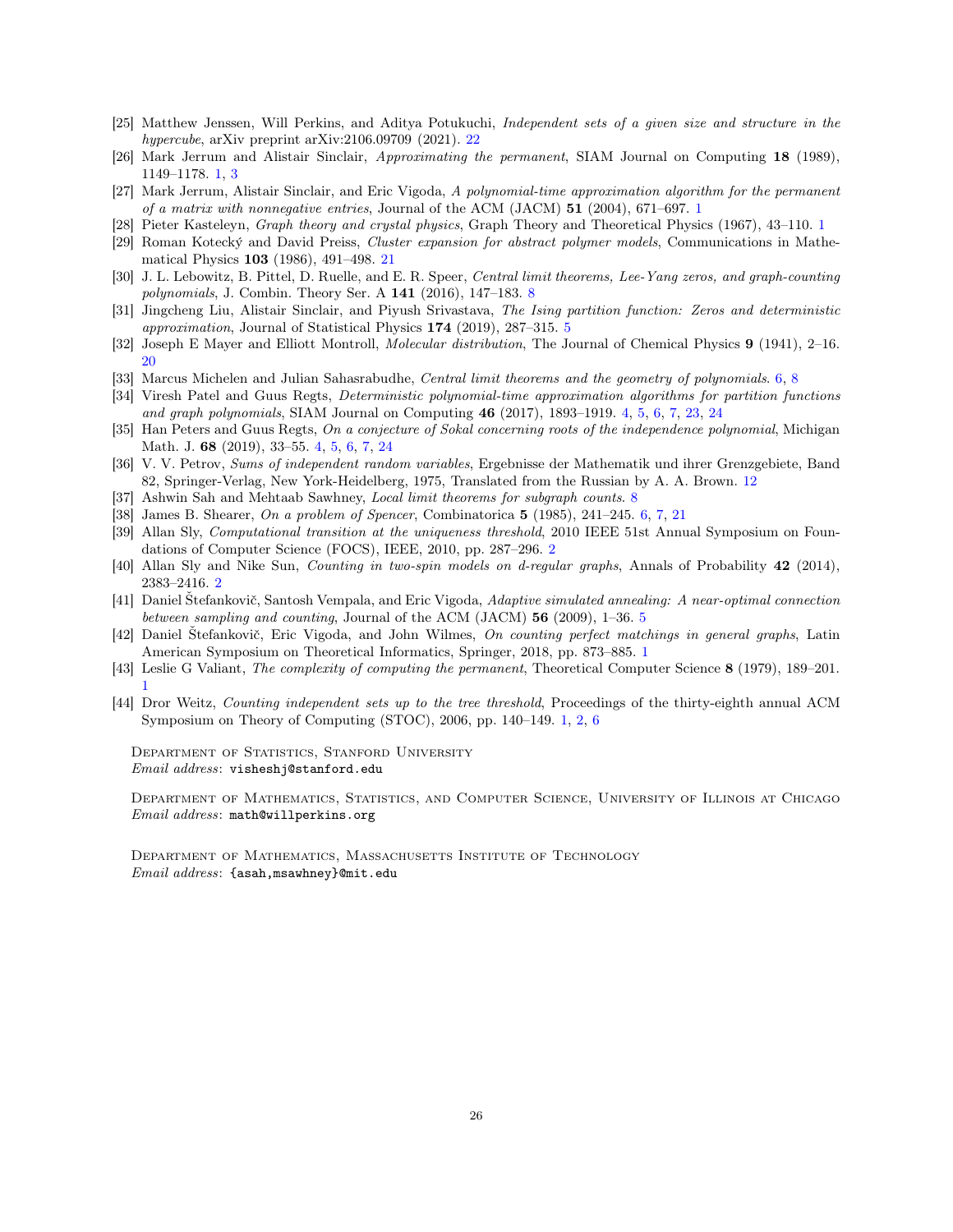[25] Matthew Jenssen, Will Perkins, and Aditya Potukuchi, *Independent sets of a given size and structure in the hypercube*, arXiv preprint arXiv:2106.09709 (2021). 22

[26] Mark Jerrum and Alistair Sinclair, *Approximating the permanent*, SIAM Journal on Computing **18** (1989), 1149–1178. 1, 3

[27] Mark Jerrum, Alistair Sinclair, and Eric Vigoda, *A polynomial-time approximation algorithm for the permanent of a matrix with nonnegative entries*, Journal of the ACM (JACM) **51** (2004), 671–697. 1

[28] Pieter Kasteleyn, *Graph theory and crystal physics*, Graph Theory and Theoretical Physics (1967), 43–110. 1

[29] Roman Kotecký and David Preiss, *Cluster expansion for abstract polymer models*, Communications in Mathematical Physics **103** (1986), 491–498. 21

[30] J. L. Lebowitz, B. Pittel, D. Ruelle, and E. R. Speer, *Central limit theorems, Lee-Yang zeros, and graph-counting polynomials*, J. Combin. Theory Ser. A **141** (2016), 147–183. 8

[31] Jingcheng Liu, Alistair Sinclair, and Piyush Srivastava, *The Ising partition function: Zeros and deterministic approximation*, Journal of Statistical Physics **174** (2019), 287–315. 5

[32] Joseph E Mayer and Elliott Montroll, *Molecular distribution*, The Journal of Chemical Physics **9** (1941), 2–16. 20

[33] Marcus Michelen and Julian Sahasrabudhe, *Central limit theorems and the geometry of polynomials*. 6, 8

[34] Viresh Patel and Guus Regts, *Deterministic polynomial-time approximation algorithms for partition functions and graph polynomials*, SIAM Journal on Computing **46** (2017), 1893–1919. 4, 5, 6, 7, 23, 24

[35] Han Peters and Guus Regts, *On a conjecture of Sokal concerning roots of the independence polynomial*, Michigan Math. J. **68** (2019), 33–55. 4, 5, 6, 7, 24

[36] V. V. Petrov, *Sums of independent random variables*, Ergebnisse der Mathematik und ihrer Grenzgebiete, Band 82, Springer-Verlag, New York-Heidelberg, 1975, Translated from the Russian by A. A. Brown. 12

[37] Ashwin Sah and Mehtaab Sawhney, *Local limit theorems for subgraph counts*. 8

[38] James B. Shearer, *On a problem of Spencer*, Combinatorica **5** (1985), 241–245. 6, 7, 21

[39] Allan Sly, *Computational transition at the uniqueness threshold*, 2010 IEEE 51st Annual Symposium on Foundations of Computer Science (FOCS), IEEE, 2010, pp. 287–296. 2

[40] Allan Sly and Nike Sun, *Counting in two-spin models on d-regular graphs*, Annals of Probability **42** (2014), 2383–2416. 2

[41] Daniel Štefankovič, Santosh Vempala, and Eric Vigoda, *Adaptive simulated annealing: A near-optimal connection between sampling and counting*, Journal of the ACM (JACM) **56** (2009), 1–36. 5

[42] Daniel Štefankovič, Eric Vigoda, and John Wilmes, *On counting perfect matchings in general graphs*, Latin American Symposium on Theoretical Informatics, Springer, 2018, pp. 873–885. 1

[43] Leslie G Valiant, *The complexity of computing the permanent*, Theoretical Computer Science **8** (1979), 189–201. 1

[44] Dror Weitz, *Counting independent sets up to the tree threshold*, Proceedings of the thirty-eighth annual ACM Symposium on Theory of Computing (STOC), 2006, pp. 140–149. 1, 2, 6

Department of Statistics, Stanford University
*Email address*: visheshj@stanford.edu

Department of Mathematics, Statistics, and Computer Science, University of Illinois at Chicago
*Email address*: math@willperkins.org

Department of Mathematics, Massachusetts Institute of Technology
*Email address*: {asah,msawhney}@mit.edu